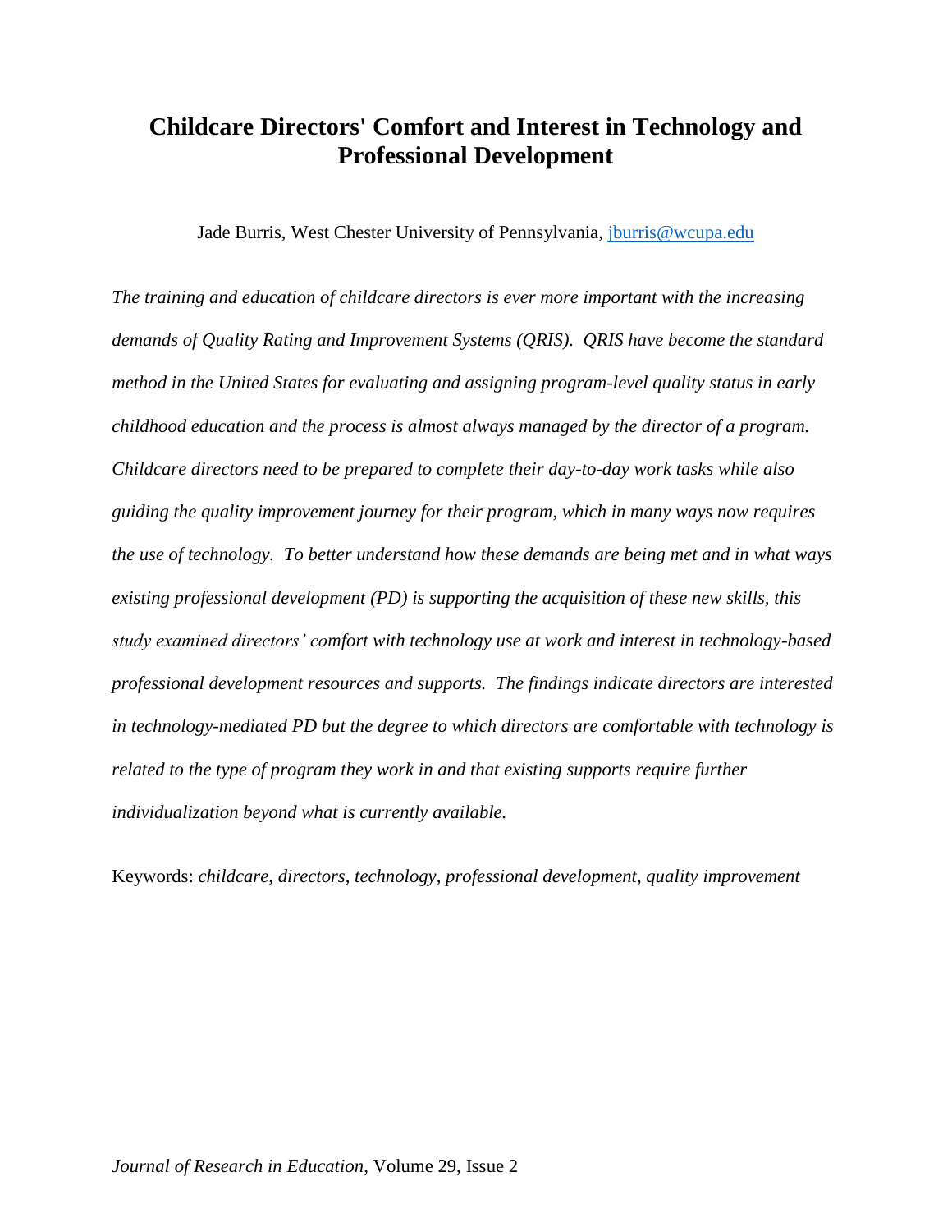# Childcare Directors' Comfort and Interest in Technology and Professional Development

Jade Burris, West Chester University of Pennsylvania, jburris@wcupa.edu

*The training and education of childcare directors is ever more important with the increasing demands of Quality Rating and Improvement Systems (QRIS). QRIS have become the standard method in the United States for evaluating and assigning program-level quality status in early childhood education and the process is almost always managed by the director of a program. Childcare directors need to be prepared to complete their day-to-day work tasks while also guiding the quality improvement journey for their program, which in many ways now requires the use of technology. To better understand how these demands are being met and in what ways existing professional development (PD) is supporting the acquisition of these new skills, this study examined directors' comfort with technology use at work and interest in technology-based professional development resources and supports. The findings indicate directors are interested in technology-mediated PD but the degree to which directors are comfortable with technology is related to the type of program they work in and that existing supports require further individualization beyond what is currently available.*

Keywords: *childcare, directors, technology, professional development, quality improvement*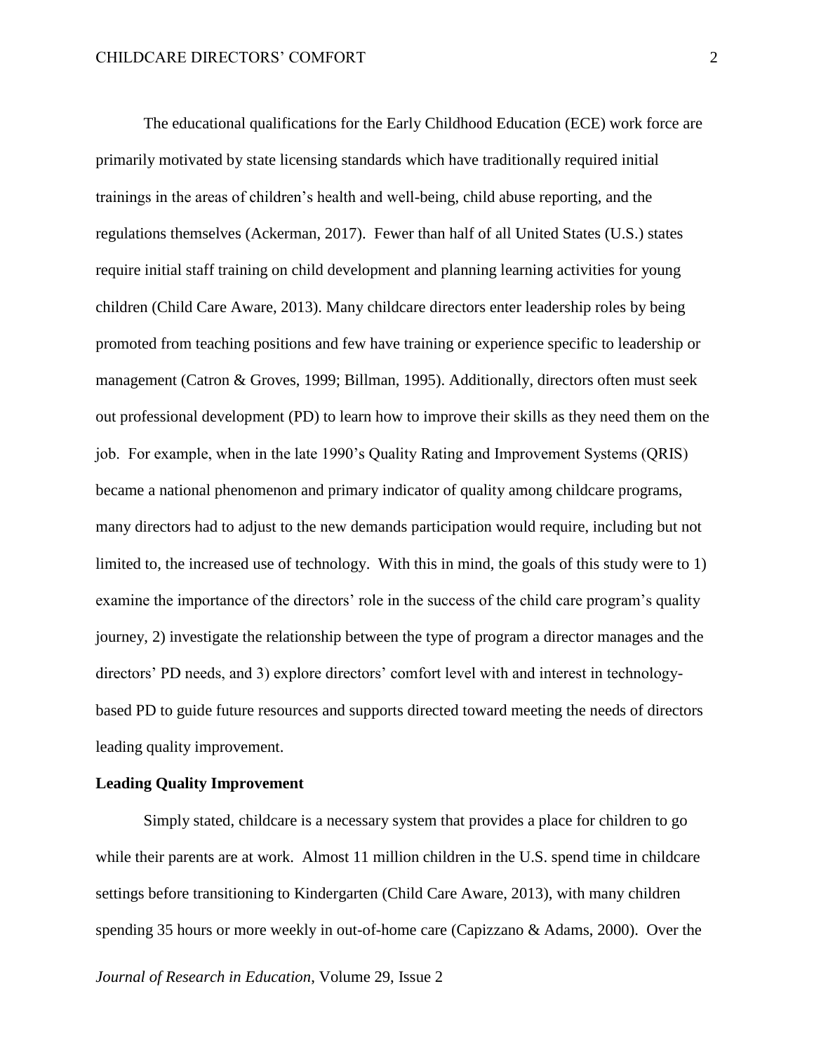The educational qualifications for the Early Childhood Education (ECE) work force are primarily motivated by state licensing standards which have traditionally required initial trainings in the areas of children's health and well-being, child abuse reporting, and the regulations themselves (Ackerman, 2017). Fewer than half of all United States (U.S.) states require initial staff training on child development and planning learning activities for young children (Child Care Aware, 2013). Many childcare directors enter leadership roles by being promoted from teaching positions and few have training or experience specific to leadership or management (Catron & Groves, 1999; Billman, 1995). Additionally, directors often must seek out professional development (PD) to learn how to improve their skills as they need them on the job. For example, when in the late 1990's Quality Rating and Improvement Systems (QRIS) became a national phenomenon and primary indicator of quality among childcare programs, many directors had to adjust to the new demands participation would require, including but not limited to, the increased use of technology. With this in mind, the goals of this study were to 1) examine the importance of the directors' role in the success of the child care program's quality journey, 2) investigate the relationship between the type of program a director manages and the directors' PD needs, and 3) explore directors' comfort level with and interest in technology-based PD to guide future resources and supports directed toward meeting the needs of directors leading quality improvement.

**Leading Quality Improvement**

Simply stated, childcare is a necessary system that provides a place for children to go while their parents are at work. Almost 11 million children in the U.S. spend time in childcare settings before transitioning to Kindergarten (Child Care Aware, 2013), with many children spending 35 hours or more weekly in out-of-home care (Capizzano & Adams, 2000). Over the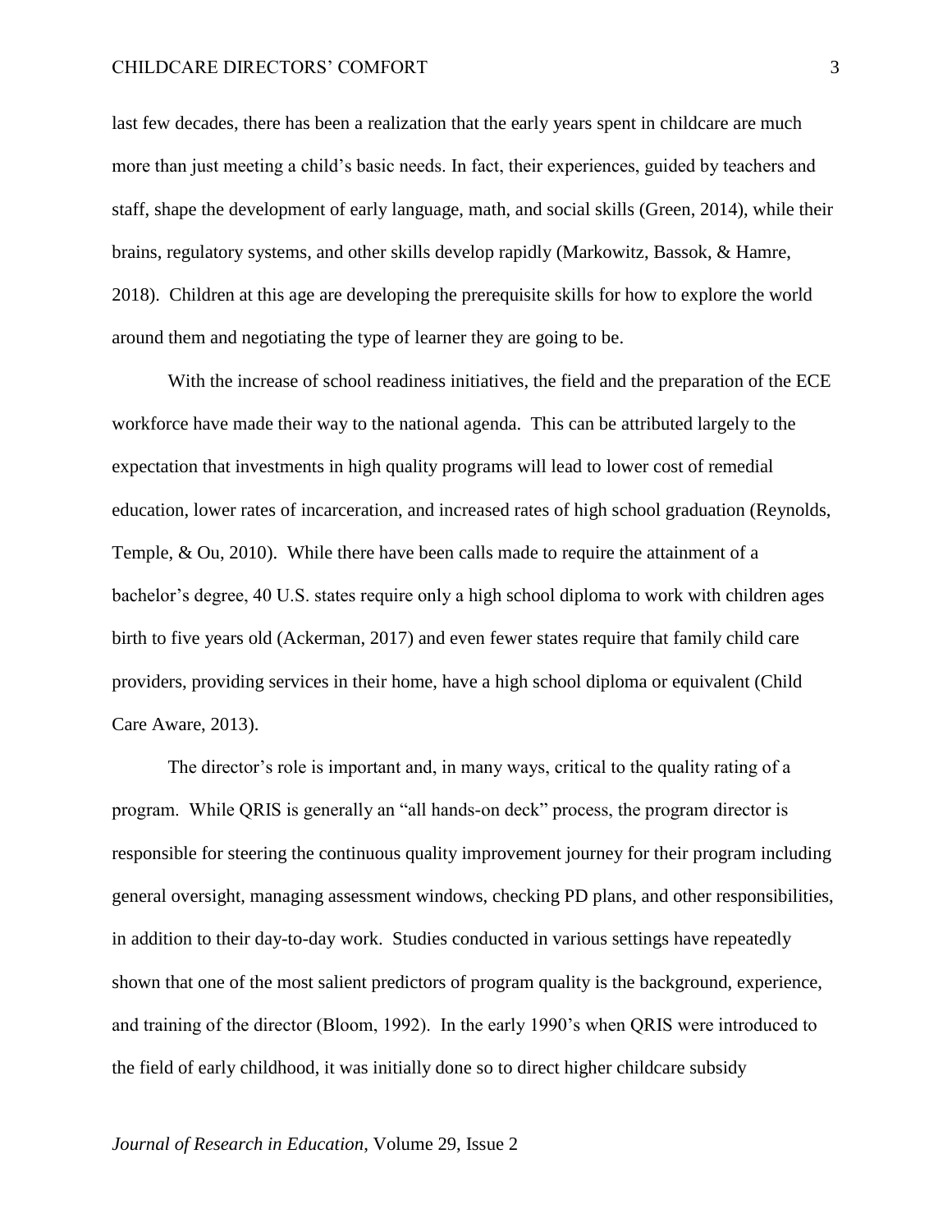last few decades, there has been a realization that the early years spent in childcare are much more than just meeting a child's basic needs. In fact, their experiences, guided by teachers and staff, shape the development of early language, math, and social skills (Green, 2014), while their brains, regulatory systems, and other skills develop rapidly (Markowitz, Bassok, & Hamre, 2018). Children at this age are developing the prerequisite skills for how to explore the world around them and negotiating the type of learner they are going to be.

With the increase of school readiness initiatives, the field and the preparation of the ECE workforce have made their way to the national agenda. This can be attributed largely to the expectation that investments in high quality programs will lead to lower cost of remedial education, lower rates of incarceration, and increased rates of high school graduation (Reynolds, Temple, & Ou, 2010). While there have been calls made to require the attainment of a bachelor's degree, 40 U.S. states require only a high school diploma to work with children ages birth to five years old (Ackerman, 2017) and even fewer states require that family child care providers, providing services in their home, have a high school diploma or equivalent (Child Care Aware, 2013).

The director's role is important and, in many ways, critical to the quality rating of a program. While QRIS is generally an "all hands-on deck" process, the program director is responsible for steering the continuous quality improvement journey for their program including general oversight, managing assessment windows, checking PD plans, and other responsibilities, in addition to their day-to-day work. Studies conducted in various settings have repeatedly shown that one of the most salient predictors of program quality is the background, experience, and training of the director (Bloom, 1992). In the early 1990's when QRIS were introduced to the field of early childhood, it was initially done so to direct higher childcare subsidy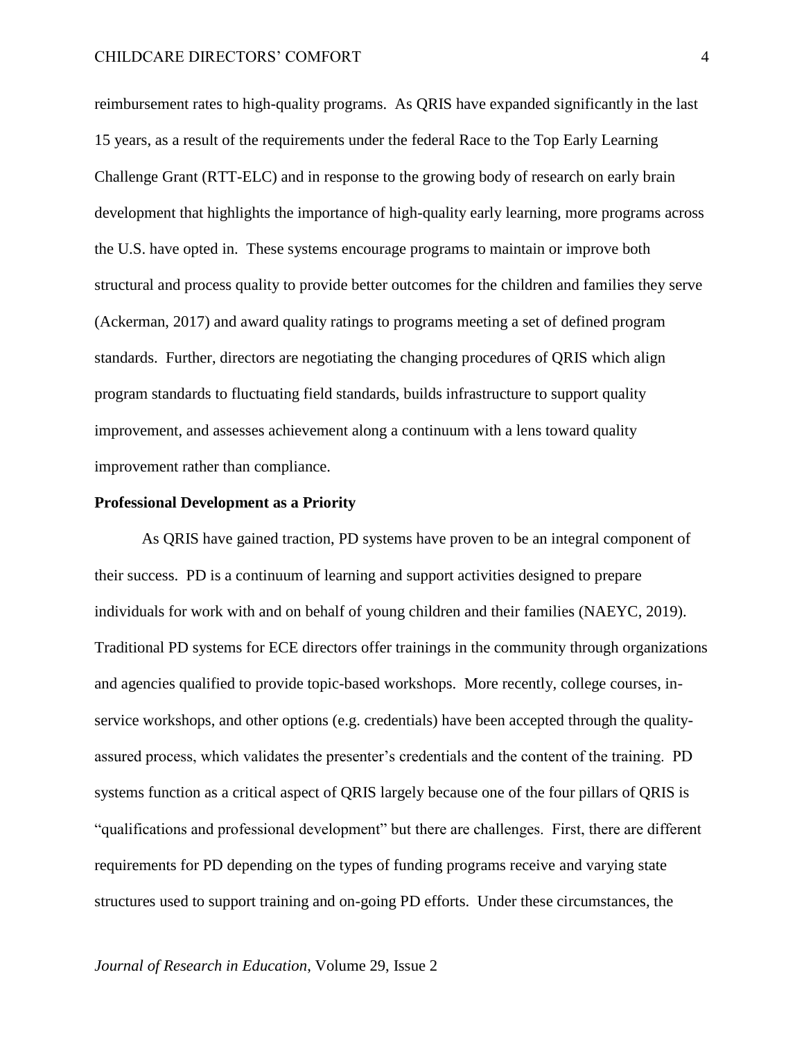reimbursement rates to high-quality programs. As QRIS have expanded significantly in the last 15 years, as a result of the requirements under the federal Race to the Top Early Learning Challenge Grant (RTT-ELC) and in response to the growing body of research on early brain development that highlights the importance of high-quality early learning, more programs across the U.S. have opted in. These systems encourage programs to maintain or improve both structural and process quality to provide better outcomes for the children and families they serve (Ackerman, 2017) and award quality ratings to programs meeting a set of defined program standards. Further, directors are negotiating the changing procedures of QRIS which align program standards to fluctuating field standards, builds infrastructure to support quality improvement, and assesses achievement along a continuum with a lens toward quality improvement rather than compliance.

**Professional Development as a Priority**

As QRIS have gained traction, PD systems have proven to be an integral component of their success. PD is a continuum of learning and support activities designed to prepare individuals for work with and on behalf of young children and their families (NAEYC, 2019). Traditional PD systems for ECE directors offer trainings in the community through organizations and agencies qualified to provide topic-based workshops. More recently, college courses, in-service workshops, and other options (e.g. credentials) have been accepted through the quality-assured process, which validates the presenter's credentials and the content of the training. PD systems function as a critical aspect of QRIS largely because one of the four pillars of QRIS is "qualifications and professional development" but there are challenges. First, there are different requirements for PD depending on the types of funding programs receive and varying state structures used to support training and on-going PD efforts. Under these circumstances, the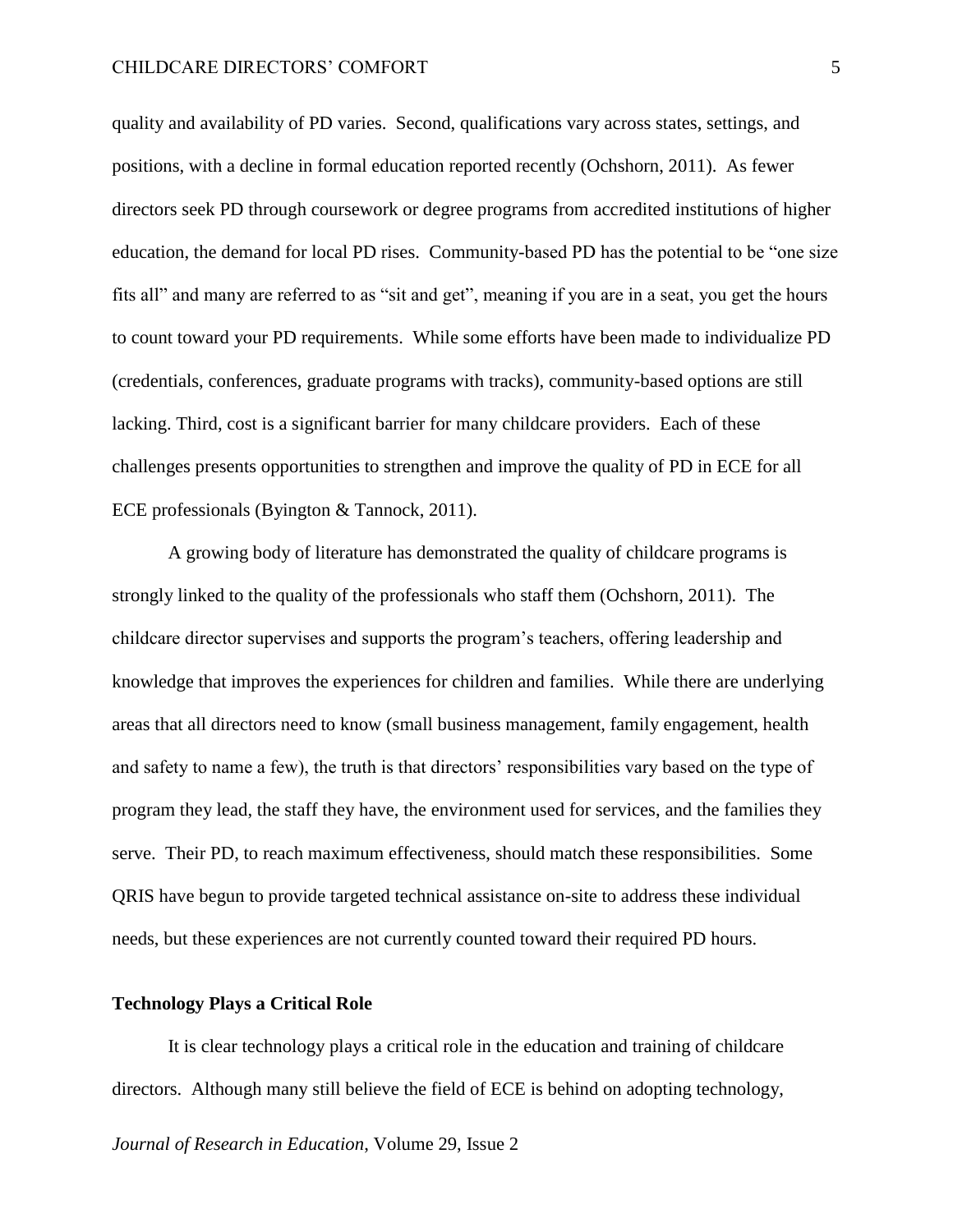quality and availability of PD varies. Second, qualifications vary across states, settings, and positions, with a decline in formal education reported recently (Ochshorn, 2011). As fewer directors seek PD through coursework or degree programs from accredited institutions of higher education, the demand for local PD rises. Community-based PD has the potential to be "one size fits all" and many are referred to as "sit and get", meaning if you are in a seat, you get the hours to count toward your PD requirements. While some efforts have been made to individualize PD (credentials, conferences, graduate programs with tracks), community-based options are still lacking. Third, cost is a significant barrier for many childcare providers. Each of these challenges presents opportunities to strengthen and improve the quality of PD in ECE for all ECE professionals (Byington & Tannock, 2011).

A growing body of literature has demonstrated the quality of childcare programs is strongly linked to the quality of the professionals who staff them (Ochshorn, 2011). The childcare director supervises and supports the program's teachers, offering leadership and knowledge that improves the experiences for children and families. While there are underlying areas that all directors need to know (small business management, family engagement, health and safety to name a few), the truth is that directors' responsibilities vary based on the type of program they lead, the staff they have, the environment used for services, and the families they serve. Their PD, to reach maximum effectiveness, should match these responsibilities. Some QRIS have begun to provide targeted technical assistance on-site to address these individual needs, but these experiences are not currently counted toward their required PD hours.

**Technology Plays a Critical Role**

It is clear technology plays a critical role in the education and training of childcare directors. Although many still believe the field of ECE is behind on adopting technology,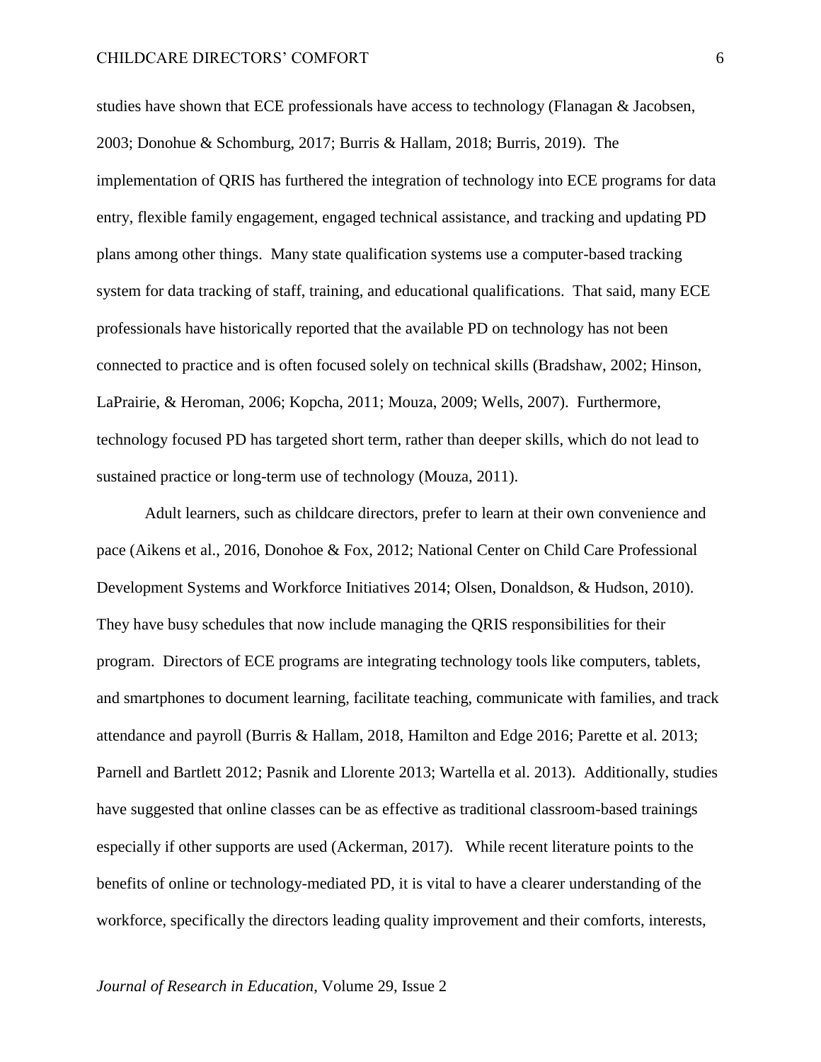studies have shown that ECE professionals have access to technology (Flanagan & Jacobsen, 2003; Donohue & Schomburg, 2017; Burris & Hallam, 2018; Burris, 2019). The implementation of QRIS has furthered the integration of technology into ECE programs for data entry, flexible family engagement, engaged technical assistance, and tracking and updating PD plans among other things. Many state qualification systems use a computer-based tracking system for data tracking of staff, training, and educational qualifications. That said, many ECE professionals have historically reported that the available PD on technology has not been connected to practice and is often focused solely on technical skills (Bradshaw, 2002; Hinson, LaPrairie, & Heroman, 2006; Kopcha, 2011; Mouza, 2009; Wells, 2007). Furthermore, technology focused PD has targeted short term, rather than deeper skills, which do not lead to sustained practice or long-term use of technology (Mouza, 2011).

Adult learners, such as childcare directors, prefer to learn at their own convenience and pace (Aikens et al., 2016, Donohoe & Fox, 2012; National Center on Child Care Professional Development Systems and Workforce Initiatives 2014; Olsen, Donaldson, & Hudson, 2010). They have busy schedules that now include managing the QRIS responsibilities for their program. Directors of ECE programs are integrating technology tools like computers, tablets, and smartphones to document learning, facilitate teaching, communicate with families, and track attendance and payroll (Burris & Hallam, 2018, Hamilton and Edge 2016; Parette et al. 2013; Parnell and Bartlett 2012; Pasnik and Llorente 2013; Wartella et al. 2013). Additionally, studies have suggested that online classes can be as effective as traditional classroom-based trainings especially if other supports are used (Ackerman, 2017). While recent literature points to the benefits of online or technology-mediated PD, it is vital to have a clearer understanding of the workforce, specifically the directors leading quality improvement and their comforts, interests,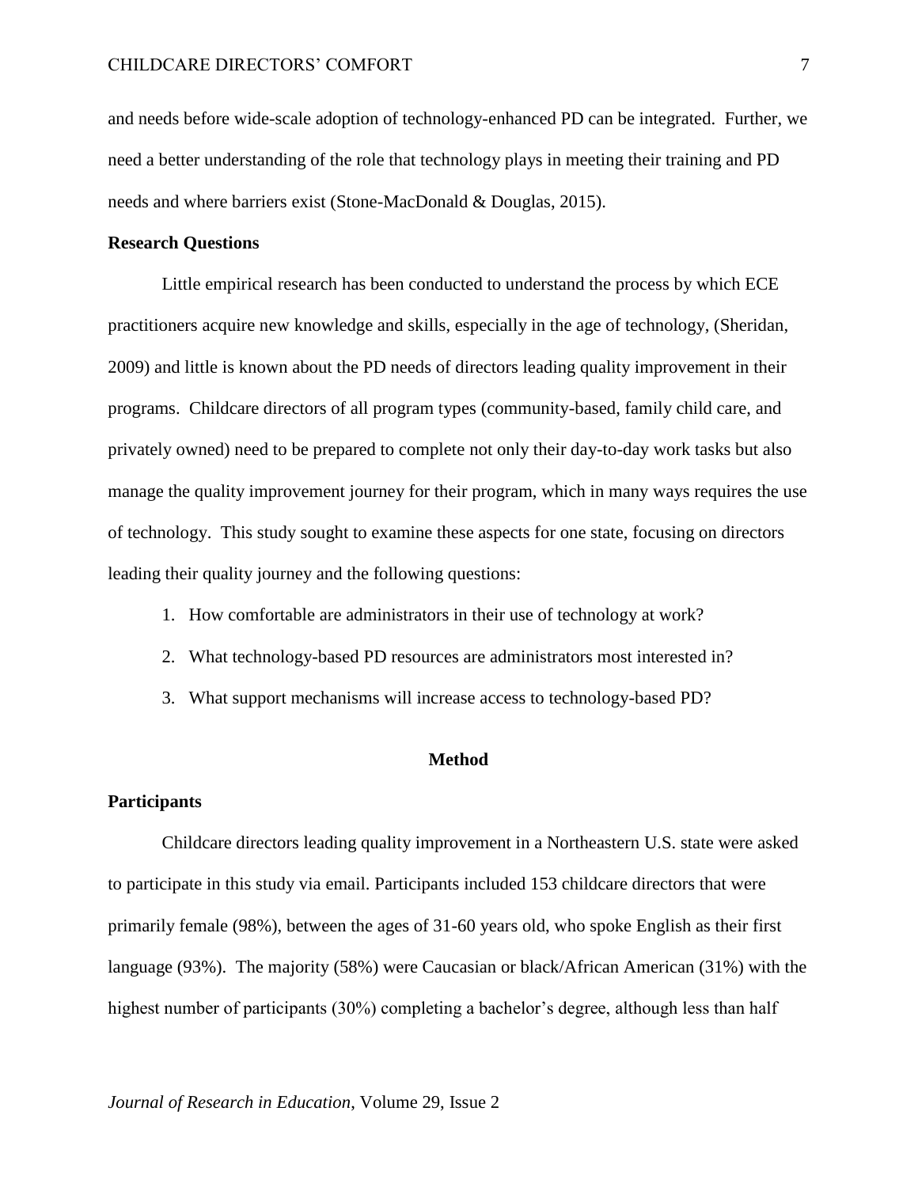and needs before wide-scale adoption of technology-enhanced PD can be integrated. Further, we need a better understanding of the role that technology plays in meeting their training and PD needs and where barriers exist (Stone-MacDonald & Douglas, 2015).

### Research Questions

Little empirical research has been conducted to understand the process by which ECE practitioners acquire new knowledge and skills, especially in the age of technology, (Sheridan, 2009) and little is known about the PD needs of directors leading quality improvement in their programs. Childcare directors of all program types (community-based, family child care, and privately owned) need to be prepared to complete not only their day-to-day work tasks but also manage the quality improvement journey for their program, which in many ways requires the use of technology. This study sought to examine these aspects for one state, focusing on directors leading their quality journey and the following questions:

1. How comfortable are administrators in their use of technology at work?
2. What technology-based PD resources are administrators most interested in?
3. What support mechanisms will increase access to technology-based PD?

## Method

### Participants

Childcare directors leading quality improvement in a Northeastern U.S. state were asked to participate in this study via email. Participants included 153 childcare directors that were primarily female (98%), between the ages of 31-60 years old, who spoke English as their first language (93%). The majority (58%) were Caucasian or black/African American (31%) with the highest number of participants (30%) completing a bachelor's degree, although less than half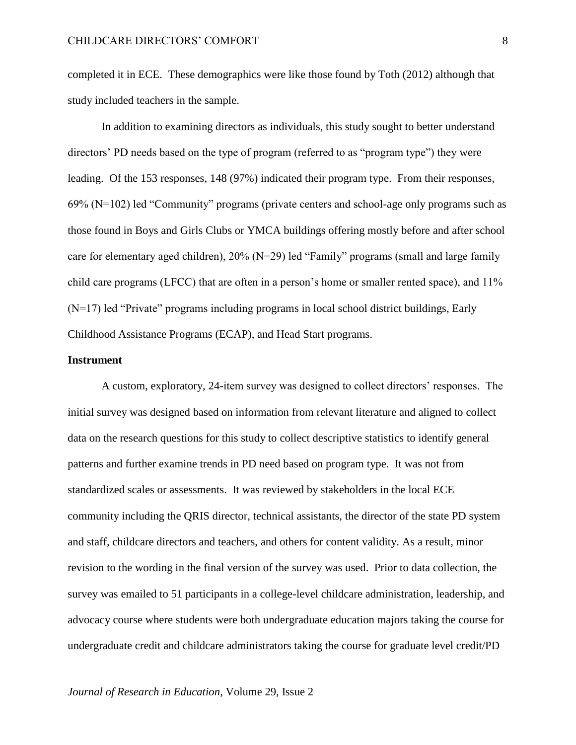completed it in ECE. These demographics were like those found by Toth (2012) although that study included teachers in the sample.

In addition to examining directors as individuals, this study sought to better understand directors' PD needs based on the type of program (referred to as "program type") they were leading. Of the 153 responses, 148 (97%) indicated their program type. From their responses, 69% (N=102) led "Community" programs (private centers and school-age only programs such as those found in Boys and Girls Clubs or YMCA buildings offering mostly before and after school care for elementary aged children), 20% (N=29) led "Family" programs (small and large family child care programs (LFCC) that are often in a person's home or smaller rented space), and 11% (N=17) led "Private" programs including programs in local school district buildings, Early Childhood Assistance Programs (ECAP), and Head Start programs.

**Instrument**

A custom, exploratory, 24-item survey was designed to collect directors' responses. The initial survey was designed based on information from relevant literature and aligned to collect data on the research questions for this study to collect descriptive statistics to identify general patterns and further examine trends in PD need based on program type. It was not from standardized scales or assessments. It was reviewed by stakeholders in the local ECE community including the QRIS director, technical assistants, the director of the state PD system and staff, childcare directors and teachers, and others for content validity. As a result, minor revision to the wording in the final version of the survey was used. Prior to data collection, the survey was emailed to 51 participants in a college-level childcare administration, leadership, and advocacy course where students were both undergraduate education majors taking the course for undergraduate credit and childcare administrators taking the course for graduate level credit/PD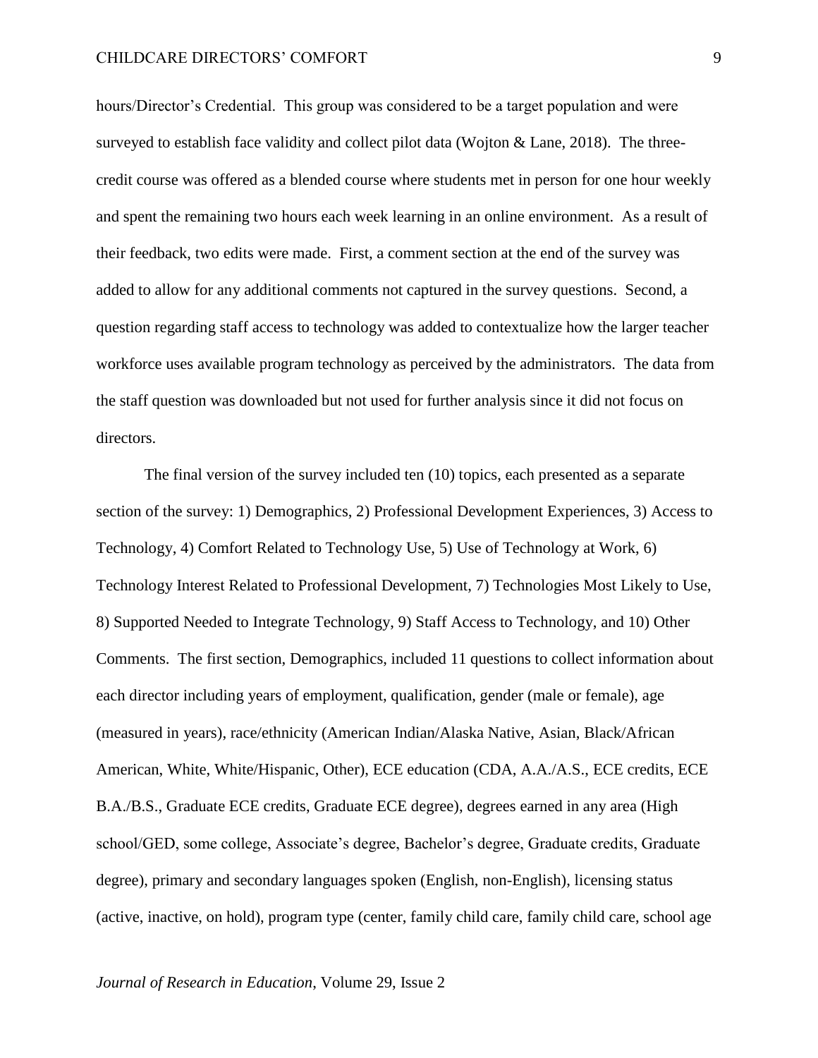hours/Director's Credential. This group was considered to be a target population and were surveyed to establish face validity and collect pilot data (Wojton & Lane, 2018). The three-credit course was offered as a blended course where students met in person for one hour weekly and spent the remaining two hours each week learning in an online environment. As a result of their feedback, two edits were made. First, a comment section at the end of the survey was added to allow for any additional comments not captured in the survey questions. Second, a question regarding staff access to technology was added to contextualize how the larger teacher workforce uses available program technology as perceived by the administrators. The data from the staff question was downloaded but not used for further analysis since it did not focus on directors.

The final version of the survey included ten (10) topics, each presented as a separate section of the survey: 1) Demographics, 2) Professional Development Experiences, 3) Access to Technology, 4) Comfort Related to Technology Use, 5) Use of Technology at Work, 6) Technology Interest Related to Professional Development, 7) Technologies Most Likely to Use, 8) Supported Needed to Integrate Technology, 9) Staff Access to Technology, and 10) Other Comments. The first section, Demographics, included 11 questions to collect information about each director including years of employment, qualification, gender (male or female), age (measured in years), race/ethnicity (American Indian/Alaska Native, Asian, Black/African American, White, White/Hispanic, Other), ECE education (CDA, A.A./A.S., ECE credits, ECE B.A./B.S., Graduate ECE credits, Graduate ECE degree), degrees earned in any area (High school/GED, some college, Associate's degree, Bachelor's degree, Graduate credits, Graduate degree), primary and secondary languages spoken (English, non-English), licensing status (active, inactive, on hold), program type (center, family child care, family child care, school age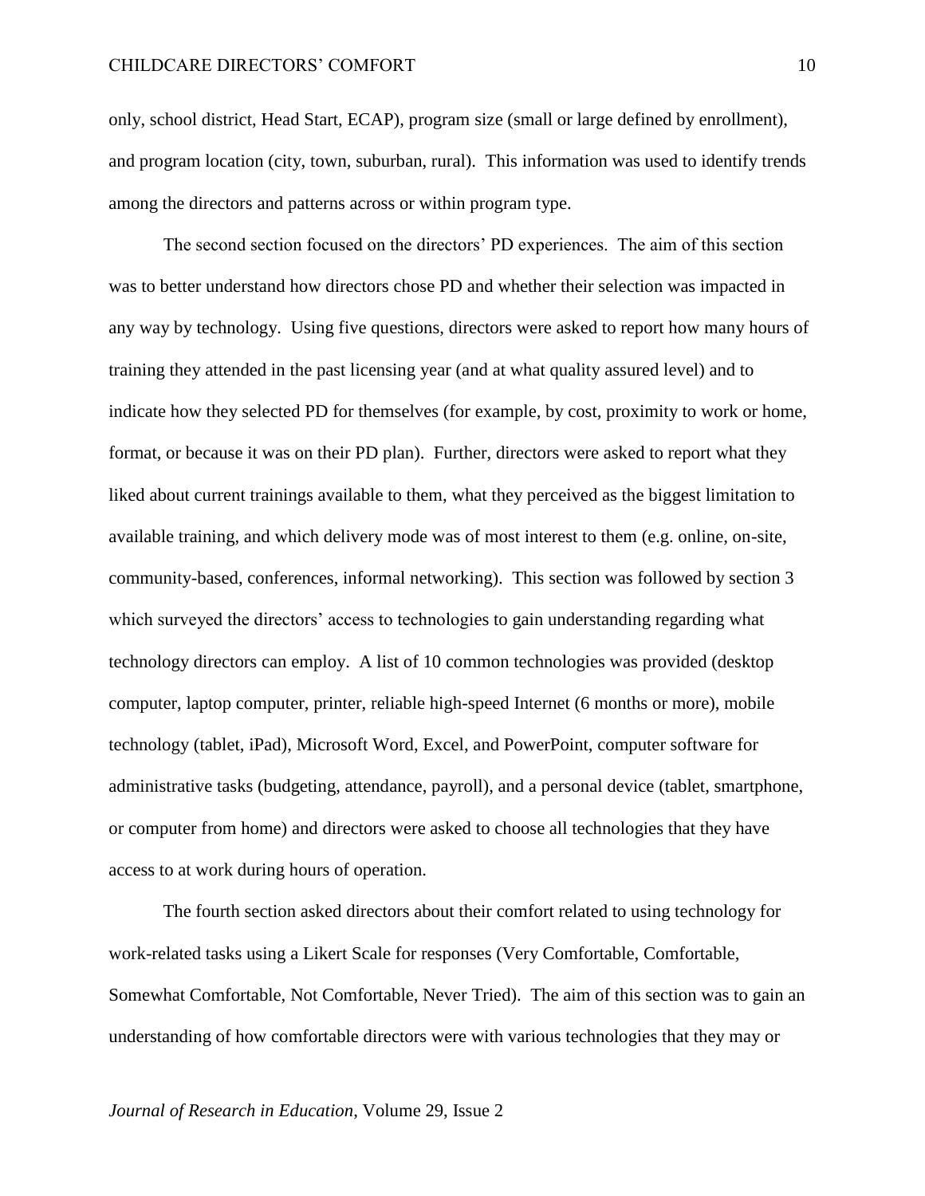only, school district, Head Start, ECAP), program size (small or large defined by enrollment), and program location (city, town, suburban, rural). This information was used to identify trends among the directors and patterns across or within program type.

The second section focused on the directors' PD experiences. The aim of this section was to better understand how directors chose PD and whether their selection was impacted in any way by technology. Using five questions, directors were asked to report how many hours of training they attended in the past licensing year (and at what quality assured level) and to indicate how they selected PD for themselves (for example, by cost, proximity to work or home, format, or because it was on their PD plan). Further, directors were asked to report what they liked about current trainings available to them, what they perceived as the biggest limitation to available training, and which delivery mode was of most interest to them (e.g. online, on-site, community-based, conferences, informal networking). This section was followed by section 3 which surveyed the directors' access to technologies to gain understanding regarding what technology directors can employ. A list of 10 common technologies was provided (desktop computer, laptop computer, printer, reliable high-speed Internet (6 months or more), mobile technology (tablet, iPad), Microsoft Word, Excel, and PowerPoint, computer software for administrative tasks (budgeting, attendance, payroll), and a personal device (tablet, smartphone, or computer from home) and directors were asked to choose all technologies that they have access to at work during hours of operation.

The fourth section asked directors about their comfort related to using technology for work-related tasks using a Likert Scale for responses (Very Comfortable, Comfortable, Somewhat Comfortable, Not Comfortable, Never Tried). The aim of this section was to gain an understanding of how comfortable directors were with various technologies that they may or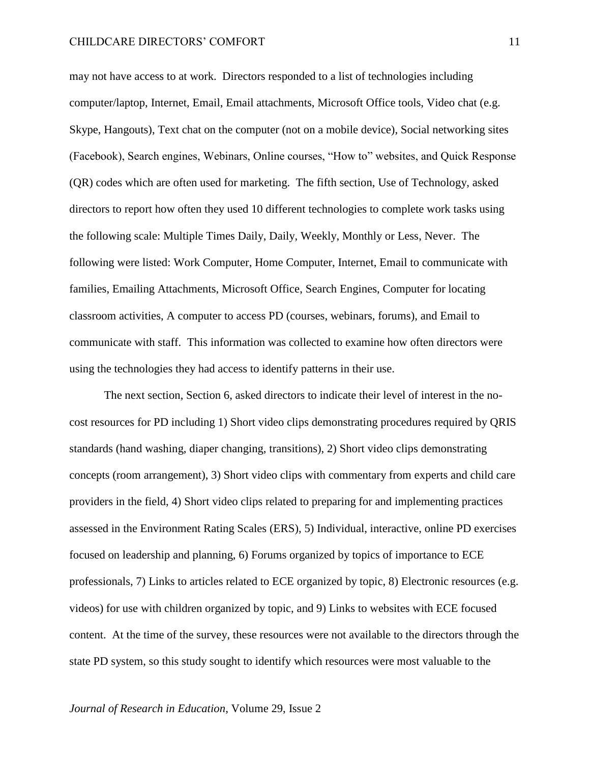may not have access to at work. Directors responded to a list of technologies including computer/laptop, Internet, Email, Email attachments, Microsoft Office tools, Video chat (e.g. Skype, Hangouts), Text chat on the computer (not on a mobile device), Social networking sites (Facebook), Search engines, Webinars, Online courses, "How to" websites, and Quick Response (QR) codes which are often used for marketing. The fifth section, Use of Technology, asked directors to report how often they used 10 different technologies to complete work tasks using the following scale: Multiple Times Daily, Daily, Weekly, Monthly or Less, Never. The following were listed: Work Computer, Home Computer, Internet, Email to communicate with families, Emailing Attachments, Microsoft Office, Search Engines, Computer for locating classroom activities, A computer to access PD (courses, webinars, forums), and Email to communicate with staff. This information was collected to examine how often directors were using the technologies they had access to identify patterns in their use.

The next section, Section 6, asked directors to indicate their level of interest in the no-cost resources for PD including 1) Short video clips demonstrating procedures required by QRIS standards (hand washing, diaper changing, transitions), 2) Short video clips demonstrating concepts (room arrangement), 3) Short video clips with commentary from experts and child care providers in the field, 4) Short video clips related to preparing for and implementing practices assessed in the Environment Rating Scales (ERS), 5) Individual, interactive, online PD exercises focused on leadership and planning, 6) Forums organized by topics of importance to ECE professionals, 7) Links to articles related to ECE organized by topic, 8) Electronic resources (e.g. videos) for use with children organized by topic, and 9) Links to websites with ECE focused content. At the time of the survey, these resources were not available to the directors through the state PD system, so this study sought to identify which resources were most valuable to the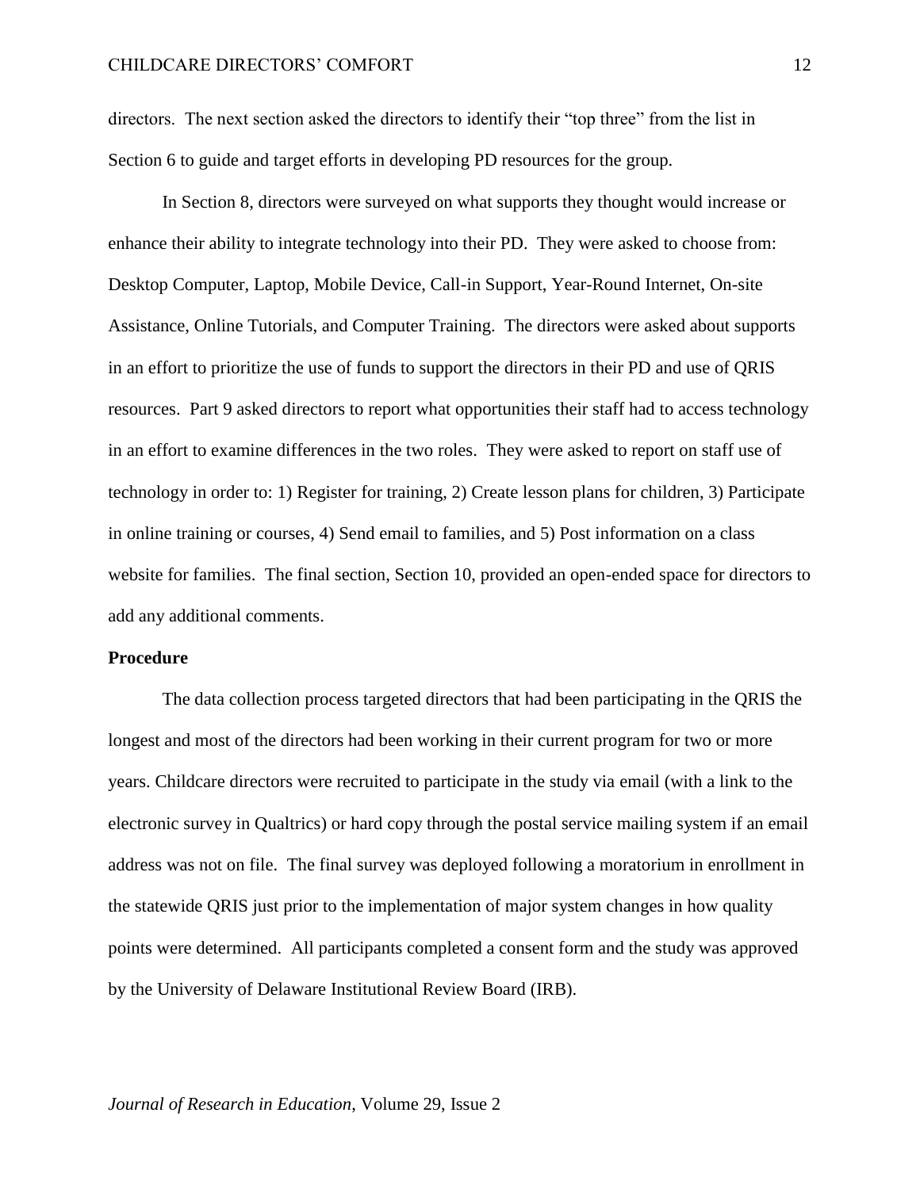directors. The next section asked the directors to identify their "top three" from the list in Section 6 to guide and target efforts in developing PD resources for the group.

In Section 8, directors were surveyed on what supports they thought would increase or enhance their ability to integrate technology into their PD. They were asked to choose from: Desktop Computer, Laptop, Mobile Device, Call-in Support, Year-Round Internet, On-site Assistance, Online Tutorials, and Computer Training. The directors were asked about supports in an effort to prioritize the use of funds to support the directors in their PD and use of QRIS resources. Part 9 asked directors to report what opportunities their staff had to access technology in an effort to examine differences in the two roles. They were asked to report on staff use of technology in order to: 1) Register for training, 2) Create lesson plans for children, 3) Participate in online training or courses, 4) Send email to families, and 5) Post information on a class website for families. The final section, Section 10, provided an open-ended space for directors to add any additional comments.

**Procedure**

The data collection process targeted directors that had been participating in the QRIS the longest and most of the directors had been working in their current program for two or more years. Childcare directors were recruited to participate in the study via email (with a link to the electronic survey in Qualtrics) or hard copy through the postal service mailing system if an email address was not on file. The final survey was deployed following a moratorium in enrollment in the statewide QRIS just prior to the implementation of major system changes in how quality points were determined. All participants completed a consent form and the study was approved by the University of Delaware Institutional Review Board (IRB).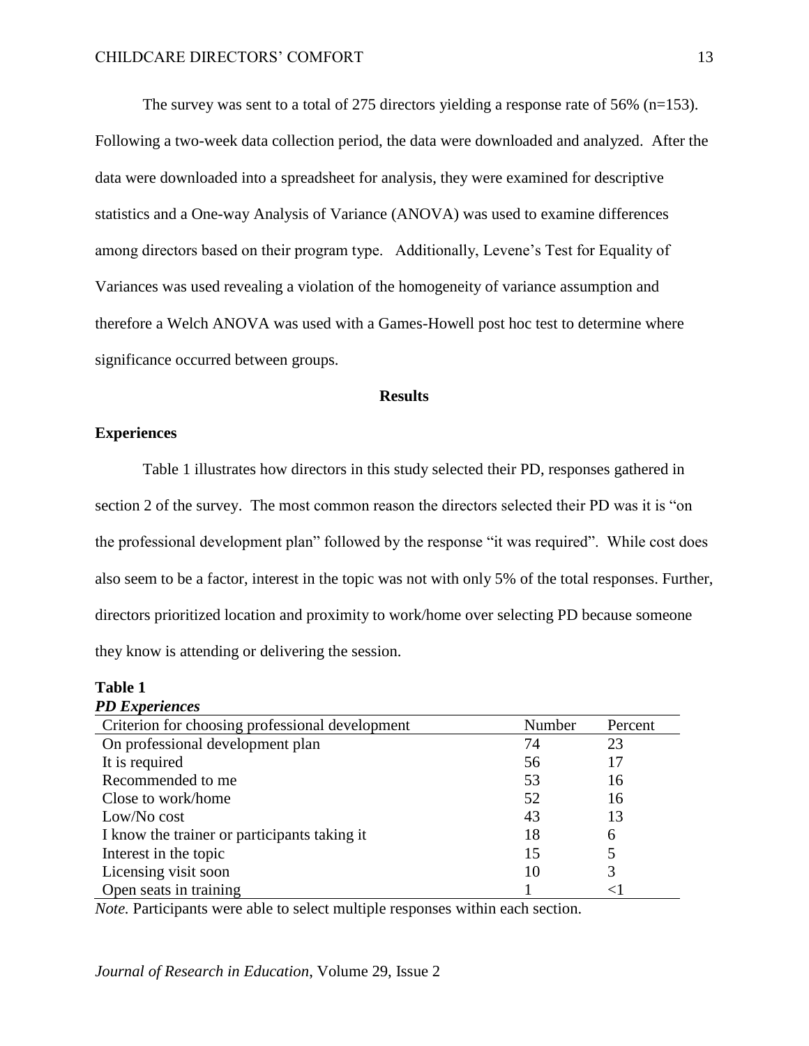The survey was sent to a total of 275 directors yielding a response rate of 56% (n=153). Following a two-week data collection period, the data were downloaded and analyzed. After the data were downloaded into a spreadsheet for analysis, they were examined for descriptive statistics and a One-way Analysis of Variance (ANOVA) was used to examine differences among directors based on their program type. Additionally, Levene's Test for Equality of Variances was used revealing a violation of the homogeneity of variance assumption and therefore a Welch ANOVA was used with a Games-Howell post hoc test to determine where significance occurred between groups.

## Results

### Experiences

Table 1 illustrates how directors in this study selected their PD, responses gathered in section 2 of the survey. The most common reason the directors selected their PD was it is "on the professional development plan" followed by the response "it was required". While cost does also seem to be a factor, interest in the topic was not with only 5% of the total responses. Further, directors prioritized location and proximity to work/home over selecting PD because someone they know is attending or delivering the session.

**Table 1**
***PD Experiences***

| Criterion for choosing professional development | Number | Percent |
|---|---|---|
| On professional development plan | 74 | 23 |
| It is required | 56 | 17 |
| Recommended to me | 53 | 16 |
| Close to work/home | 52 | 16 |
| Low/No cost | 43 | 13 |
| I know the trainer or participants taking it | 18 | 6 |
| Interest in the topic | 15 | 5 |
| Licensing visit soon | 10 | 3 |
| Open seats in training | 1 | <1 |

*Note.* Participants were able to select multiple responses within each section.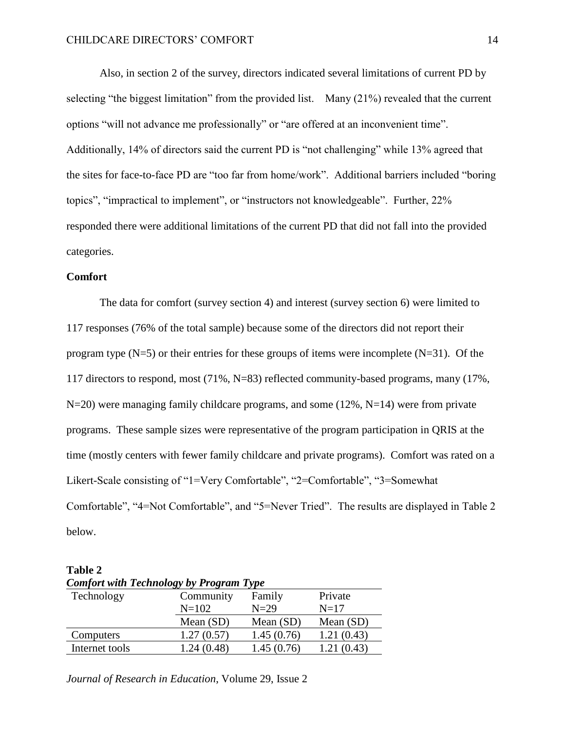Also, in section 2 of the survey, directors indicated several limitations of current PD by selecting "the biggest limitation" from the provided list. Many (21%) revealed that the current options "will not advance me professionally" or "are offered at an inconvenient time". Additionally, 14% of directors said the current PD is "not challenging" while 13% agreed that the sites for face-to-face PD are "too far from home/work". Additional barriers included "boring topics", "impractical to implement", or "instructors not knowledgeable". Further, 22% responded there were additional limitations of the current PD that did not fall into the provided categories.

### Comfort

The data for comfort (survey section 4) and interest (survey section 6) were limited to 117 responses (76% of the total sample) because some of the directors did not report their program type (N=5) or their entries for these groups of items were incomplete (N=31). Of the 117 directors to respond, most (71%, N=83) reflected community-based programs, many (17%, N=20) were managing family childcare programs, and some (12%, N=14) were from private programs. These sample sizes were representative of the program participation in QRIS at the time (mostly centers with fewer family childcare and private programs). Comfort was rated on a Likert-Scale consisting of "1=Very Comfortable", "2=Comfortable", "3=Somewhat Comfortable", "4=Not Comfortable", and "5=Never Tried". The results are displayed in Table 2 below.

**Table 2**
***Comfort with Technology by Program Type***

| Technology | Community N=102 | Family N=29 | Private N=17 |
|---|---|---|---|
| | Mean (SD) | Mean (SD) | Mean (SD) |
| Computers | 1.27 (0.57) | 1.45 (0.76) | 1.21 (0.43) |
| Internet tools | 1.24 (0.48) | 1.45 (0.76) | 1.21 (0.43) |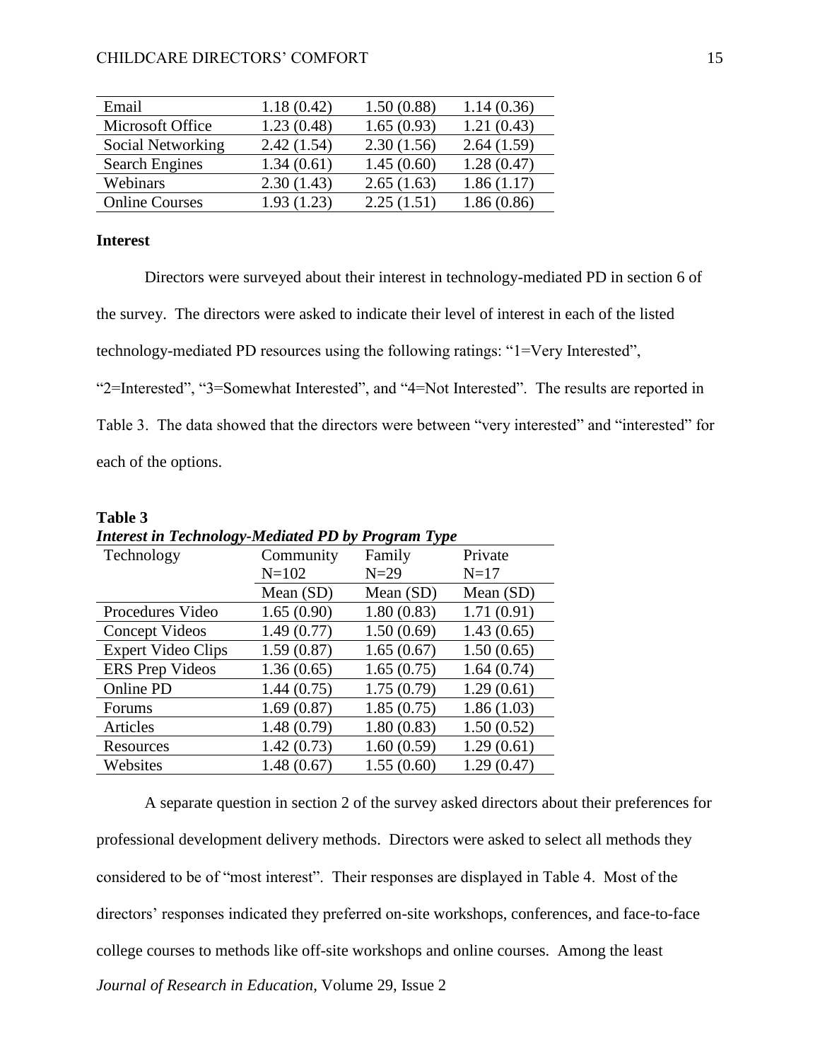| Email | 1.18 (0.42) | 1.50 (0.88) | 1.14 (0.36) |
|---|---|---|---|
| Microsoft Office | 1.23 (0.48) | 1.65 (0.93) | 1.21 (0.43) |
| Social Networking | 2.42 (1.54) | 2.30 (1.56) | 2.64 (1.59) |
| Search Engines | 1.34 (0.61) | 1.45 (0.60) | 1.28 (0.47) |
| Webinars | 2.30 (1.43) | 2.65 (1.63) | 1.86 (1.17) |
| Online Courses | 1.93 (1.23) | 2.25 (1.51) | 1.86 (0.86) |

**Interest**

Directors were surveyed about their interest in technology-mediated PD in section 6 of the survey. The directors were asked to indicate their level of interest in each of the listed technology-mediated PD resources using the following ratings: "1=Very Interested", "2=Interested", "3=Somewhat Interested", and "4=Not Interested". The results are reported in Table 3. The data showed that the directors were between "very interested" and "interested" for each of the options.

**Table 3**
***Interest in Technology-Mediated PD by Program Type***

| Technology | Community N=102 | Family N=29 | Private N=17 |
|---|---|---|---|
| | Mean (SD) | Mean (SD) | Mean (SD) |
| Procedures Video | 1.65 (0.90) | 1.80 (0.83) | 1.71 (0.91) |
| Concept Videos | 1.49 (0.77) | 1.50 (0.69) | 1.43 (0.65) |
| Expert Video Clips | 1.59 (0.87) | 1.65 (0.67) | 1.50 (0.65) |
| ERS Prep Videos | 1.36 (0.65) | 1.65 (0.75) | 1.64 (0.74) |
| Online PD | 1.44 (0.75) | 1.75 (0.79) | 1.29 (0.61) |
| Forums | 1.69 (0.87) | 1.85 (0.75) | 1.86 (1.03) |
| Articles | 1.48 (0.79) | 1.80 (0.83) | 1.50 (0.52) |
| Resources | 1.42 (0.73) | 1.60 (0.59) | 1.29 (0.61) |
| Websites | 1.48 (0.67) | 1.55 (0.60) | 1.29 (0.47) |

A separate question in section 2 of the survey asked directors about their preferences for professional development delivery methods. Directors were asked to select all methods they considered to be of "most interest". Their responses are displayed in Table 4. Most of the directors' responses indicated they preferred on-site workshops, conferences, and face-to-face college courses to methods like off-site workshops and online courses. Among the least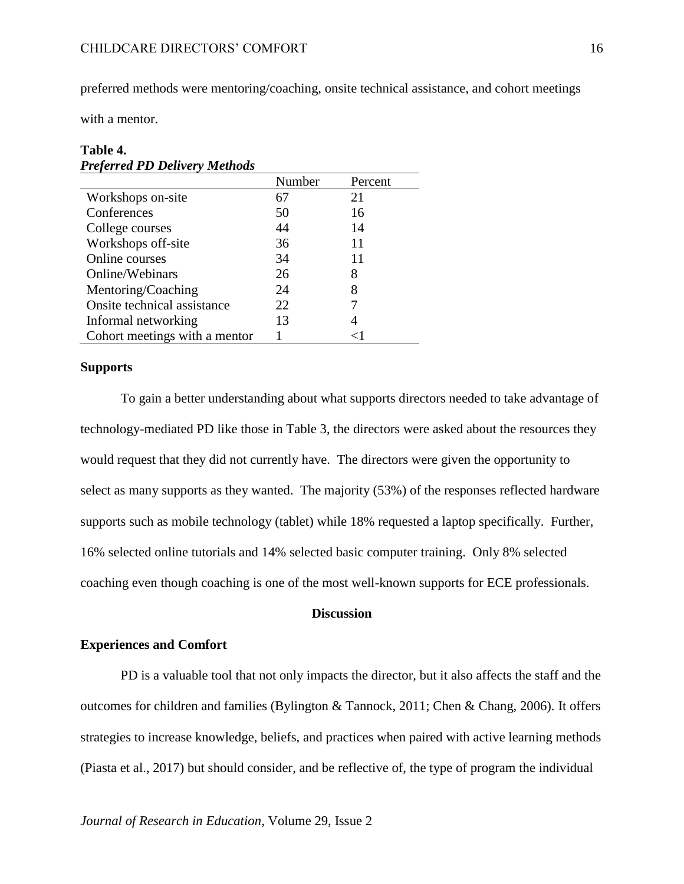preferred methods were mentoring/coaching, onsite technical assistance, and cohort meetings with a mentor.

**Table 4.**
***Preferred PD Delivery Methods***

| | Number | Percent |
|---|---|---|
| Workshops on-site | 67 | 21 |
| Conferences | 50 | 16 |
| College courses | 44 | 14 |
| Workshops off-site | 36 | 11 |
| Online courses | 34 | 11 |
| Online/Webinars | 26 | 8 |
| Mentoring/Coaching | 24 | 8 |
| Onsite technical assistance | 22 | 7 |
| Informal networking | 13 | 4 |
| Cohort meetings with a mentor | 1 | <1 |

### Supports

To gain a better understanding about what supports directors needed to take advantage of technology-mediated PD like those in Table 3, the directors were asked about the resources they would request that they did not currently have. The directors were given the opportunity to select as many supports as they wanted. The majority (53%) of the responses reflected hardware supports such as mobile technology (tablet) while 18% requested a laptop specifically. Further, 16% selected online tutorials and 14% selected basic computer training. Only 8% selected coaching even though coaching is one of the most well-known supports for ECE professionals.

## Discussion

### Experiences and Comfort

PD is a valuable tool that not only impacts the director, but it also affects the staff and the outcomes for children and families (Bylington & Tannock, 2011; Chen & Chang, 2006). It offers strategies to increase knowledge, beliefs, and practices when paired with active learning methods (Piasta et al., 2017) but should consider, and be reflective of, the type of program the individual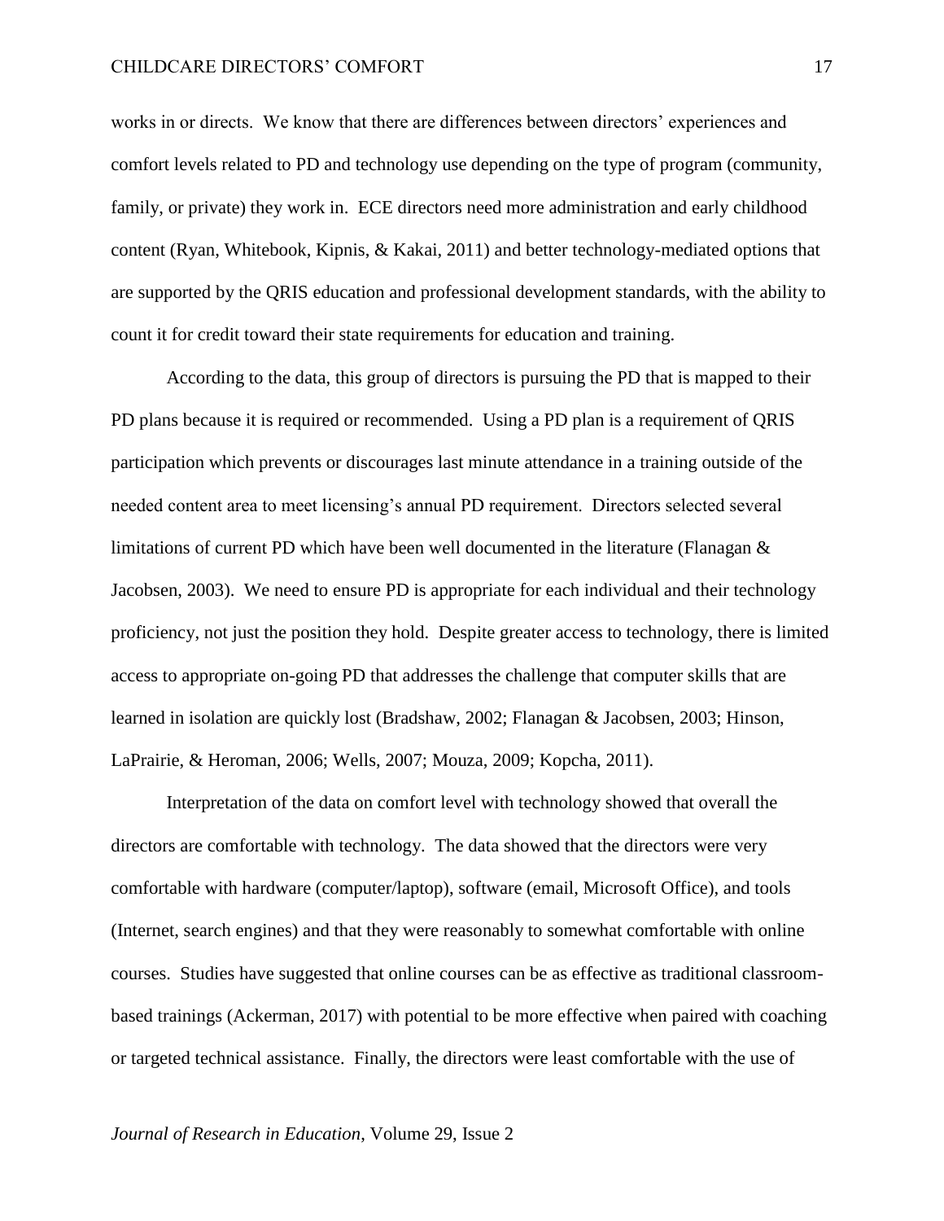works in or directs. We know that there are differences between directors' experiences and comfort levels related to PD and technology use depending on the type of program (community, family, or private) they work in. ECE directors need more administration and early childhood content (Ryan, Whitebook, Kipnis, & Kakai, 2011) and better technology-mediated options that are supported by the QRIS education and professional development standards, with the ability to count it for credit toward their state requirements for education and training.

According to the data, this group of directors is pursuing the PD that is mapped to their PD plans because it is required or recommended. Using a PD plan is a requirement of QRIS participation which prevents or discourages last minute attendance in a training outside of the needed content area to meet licensing's annual PD requirement. Directors selected several limitations of current PD which have been well documented in the literature (Flanagan & Jacobsen, 2003). We need to ensure PD is appropriate for each individual and their technology proficiency, not just the position they hold. Despite greater access to technology, there is limited access to appropriate on-going PD that addresses the challenge that computer skills that are learned in isolation are quickly lost (Bradshaw, 2002; Flanagan & Jacobsen, 2003; Hinson, LaPrairie, & Heroman, 2006; Wells, 2007; Mouza, 2009; Kopcha, 2011).

Interpretation of the data on comfort level with technology showed that overall the directors are comfortable with technology. The data showed that the directors were very comfortable with hardware (computer/laptop), software (email, Microsoft Office), and tools (Internet, search engines) and that they were reasonably to somewhat comfortable with online courses. Studies have suggested that online courses can be as effective as traditional classroom-based trainings (Ackerman, 2017) with potential to be more effective when paired with coaching or targeted technical assistance. Finally, the directors were least comfortable with the use of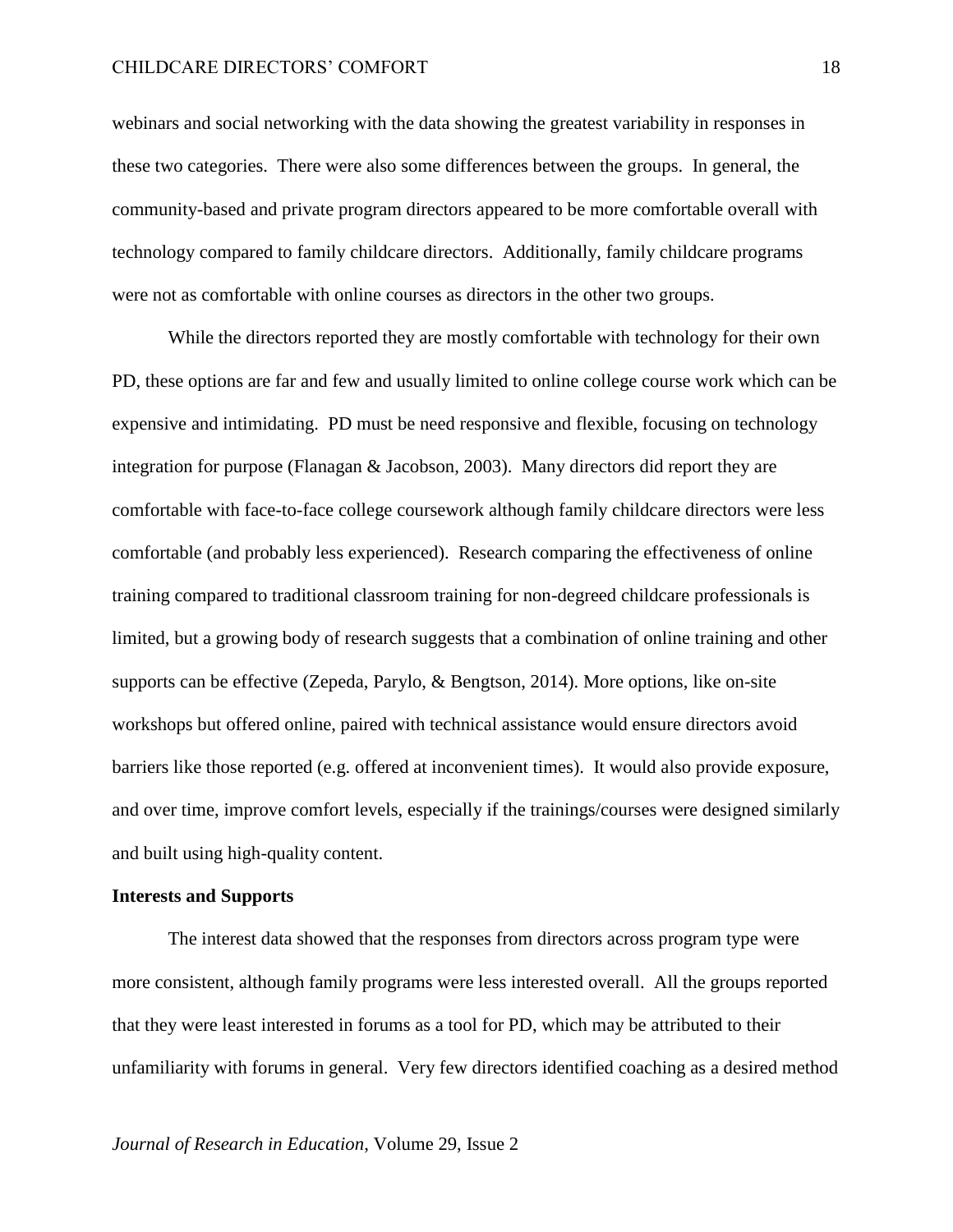webinars and social networking with the data showing the greatest variability in responses in these two categories. There were also some differences between the groups. In general, the community-based and private program directors appeared to be more comfortable overall with technology compared to family childcare directors. Additionally, family childcare programs were not as comfortable with online courses as directors in the other two groups.

While the directors reported they are mostly comfortable with technology for their own PD, these options are far and few and usually limited to online college course work which can be expensive and intimidating. PD must be need responsive and flexible, focusing on technology integration for purpose (Flanagan & Jacobson, 2003). Many directors did report they are comfortable with face-to-face college coursework although family childcare directors were less comfortable (and probably less experienced). Research comparing the effectiveness of online training compared to traditional classroom training for non-degreed childcare professionals is limited, but a growing body of research suggests that a combination of online training and other supports can be effective (Zepeda, Parylo, & Bengtson, 2014). More options, like on-site workshops but offered online, paired with technical assistance would ensure directors avoid barriers like those reported (e.g. offered at inconvenient times). It would also provide exposure, and over time, improve comfort levels, especially if the trainings/courses were designed similarly and built using high-quality content.

**Interests and Supports**

The interest data showed that the responses from directors across program type were more consistent, although family programs were less interested overall. All the groups reported that they were least interested in forums as a tool for PD, which may be attributed to their unfamiliarity with forums in general. Very few directors identified coaching as a desired method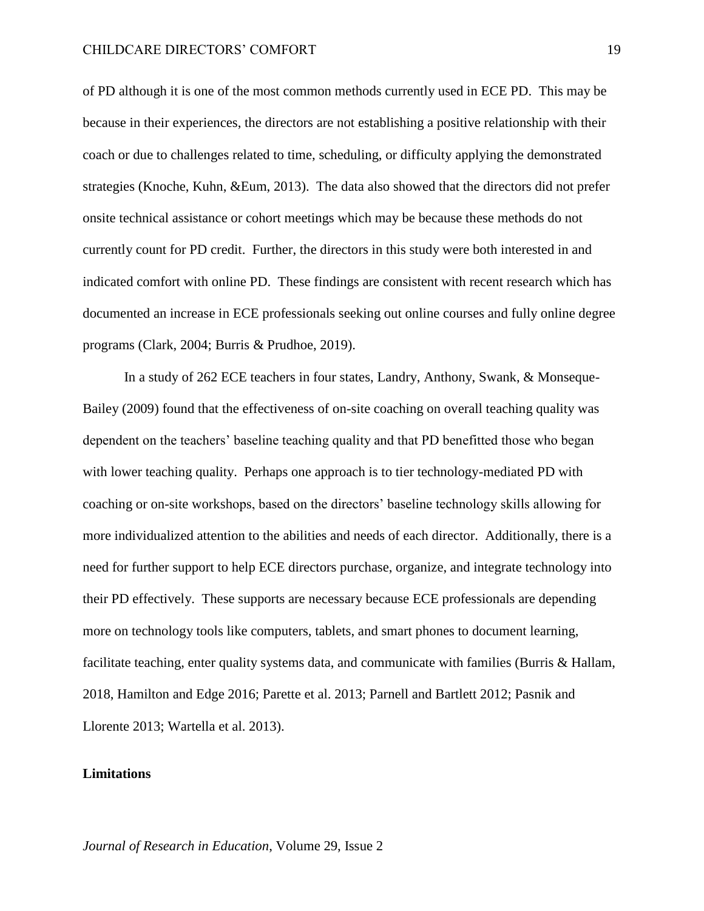of PD although it is one of the most common methods currently used in ECE PD. This may be because in their experiences, the directors are not establishing a positive relationship with their coach or due to challenges related to time, scheduling, or difficulty applying the demonstrated strategies (Knoche, Kuhn, &Eum, 2013). The data also showed that the directors did not prefer onsite technical assistance or cohort meetings which may be because these methods do not currently count for PD credit. Further, the directors in this study were both interested in and indicated comfort with online PD. These findings are consistent with recent research which has documented an increase in ECE professionals seeking out online courses and fully online degree programs (Clark, 2004; Burris & Prudhoe, 2019).

In a study of 262 ECE teachers in four states, Landry, Anthony, Swank, & Monseque-Bailey (2009) found that the effectiveness of on-site coaching on overall teaching quality was dependent on the teachers' baseline teaching quality and that PD benefitted those who began with lower teaching quality. Perhaps one approach is to tier technology-mediated PD with coaching or on-site workshops, based on the directors' baseline technology skills allowing for more individualized attention to the abilities and needs of each director. Additionally, there is a need for further support to help ECE directors purchase, organize, and integrate technology into their PD effectively. These supports are necessary because ECE professionals are depending more on technology tools like computers, tablets, and smart phones to document learning, facilitate teaching, enter quality systems data, and communicate with families (Burris & Hallam, 2018, Hamilton and Edge 2016; Parette et al. 2013; Parnell and Bartlett 2012; Pasnik and Llorente 2013; Wartella et al. 2013).

**Limitations**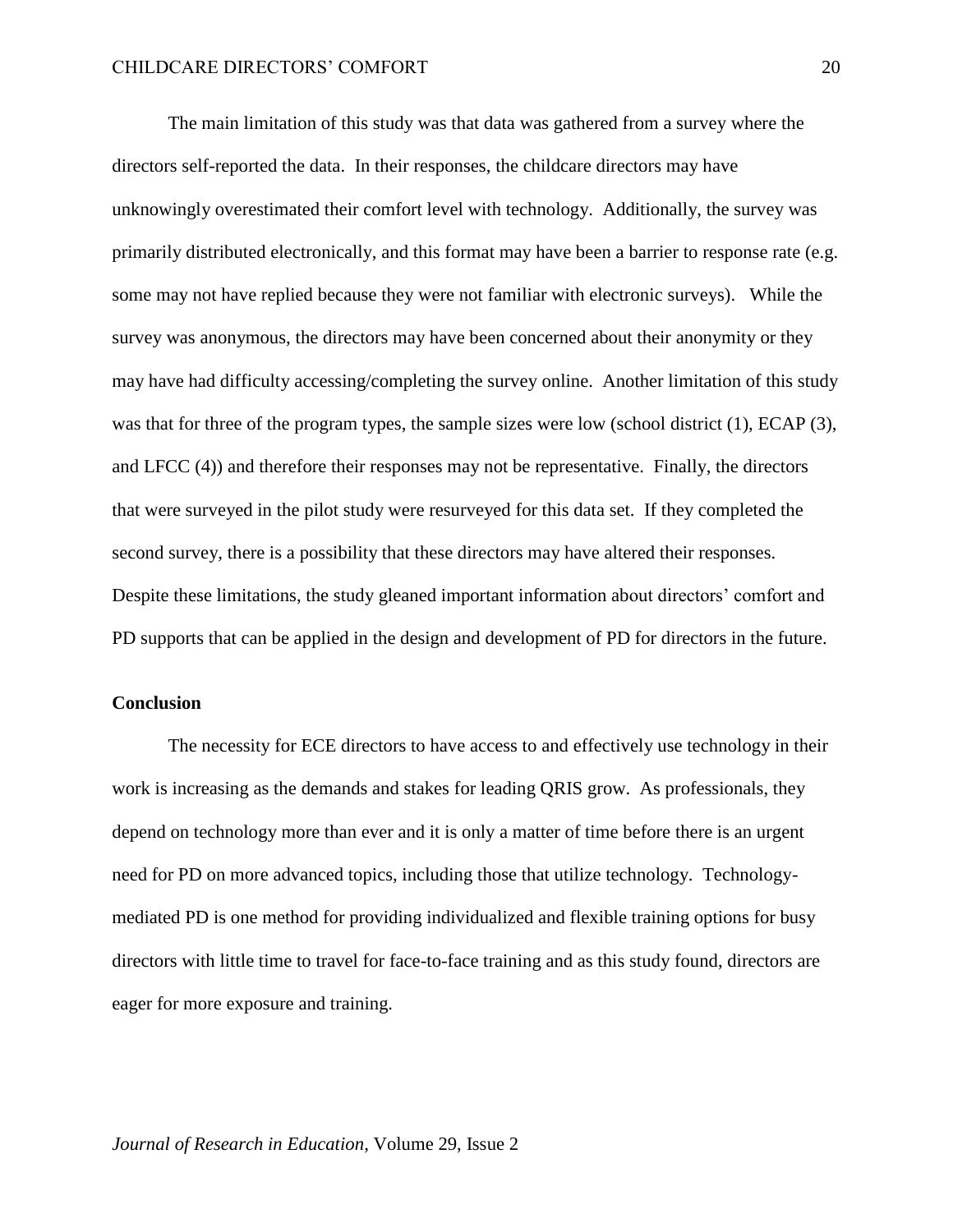The main limitation of this study was that data was gathered from a survey where the directors self-reported the data. In their responses, the childcare directors may have unknowingly overestimated their comfort level with technology. Additionally, the survey was primarily distributed electronically, and this format may have been a barrier to response rate (e.g. some may not have replied because they were not familiar with electronic surveys). While the survey was anonymous, the directors may have been concerned about their anonymity or they may have had difficulty accessing/completing the survey online. Another limitation of this study was that for three of the program types, the sample sizes were low (school district (1), ECAP (3), and LFCC (4)) and therefore their responses may not be representative. Finally, the directors that were surveyed in the pilot study were resurveyed for this data set. If they completed the second survey, there is a possibility that these directors may have altered their responses. Despite these limitations, the study gleaned important information about directors' comfort and PD supports that can be applied in the design and development of PD for directors in the future.

## Conclusion

The necessity for ECE directors to have access to and effectively use technology in their work is increasing as the demands and stakes for leading QRIS grow. As professionals, they depend on technology more than ever and it is only a matter of time before there is an urgent need for PD on more advanced topics, including those that utilize technology. Technology-mediated PD is one method for providing individualized and flexible training options for busy directors with little time to travel for face-to-face training and as this study found, directors are eager for more exposure and training.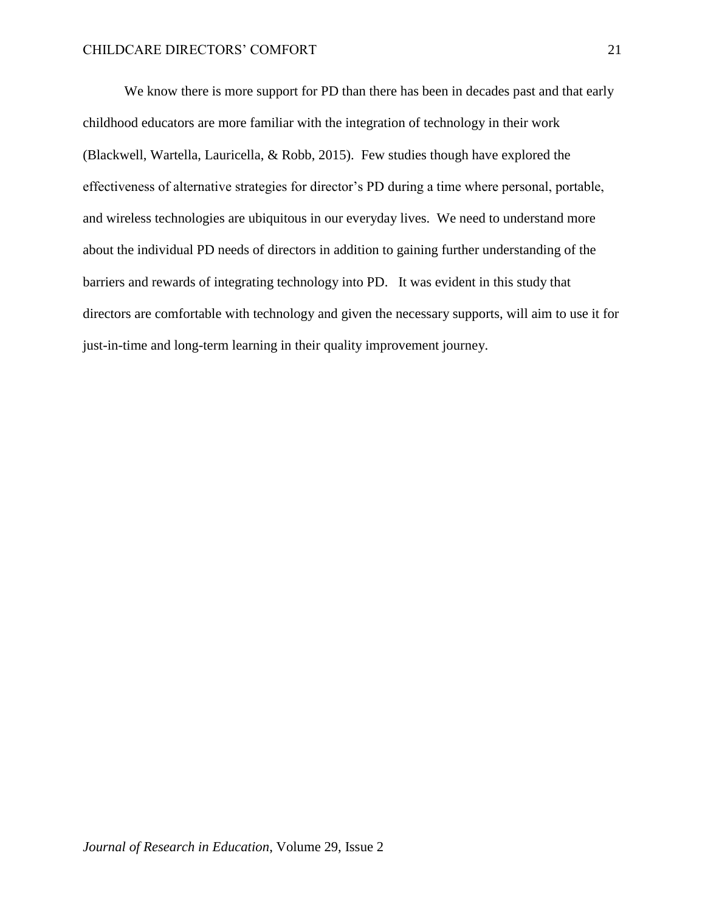We know there is more support for PD than there has been in decades past and that early childhood educators are more familiar with the integration of technology in their work (Blackwell, Wartella, Lauricella, & Robb, 2015). Few studies though have explored the effectiveness of alternative strategies for director's PD during a time where personal, portable, and wireless technologies are ubiquitous in our everyday lives. We need to understand more about the individual PD needs of directors in addition to gaining further understanding of the barriers and rewards of integrating technology into PD. It was evident in this study that directors are comfortable with technology and given the necessary supports, will aim to use it for just-in-time and long-term learning in their quality improvement journey.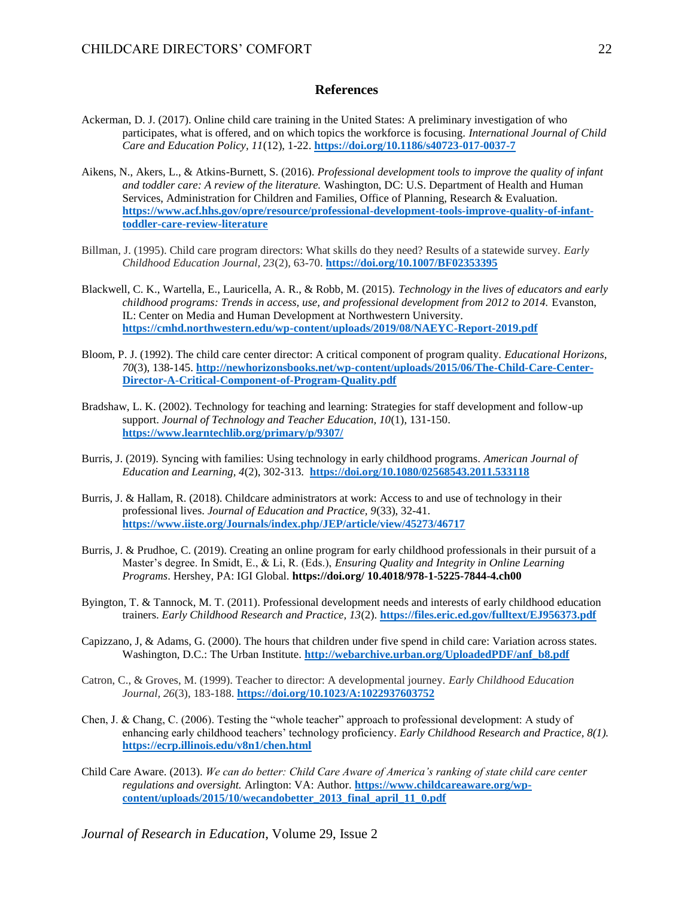# References

Ackerman, D. J. (2017). Online child care training in the United States: A preliminary investigation of who participates, what is offered, and on which topics the workforce is focusing. *International Journal of Child Care and Education Policy, 11*(12), 1-22. **https://doi.org/10.1186/s40723-017-0037-7**

Aikens, N., Akers, L., & Atkins-Burnett, S. (2016). *Professional development tools to improve the quality of infant and toddler care: A review of the literature.* Washington, DC: U.S. Department of Health and Human Services, Administration for Children and Families, Office of Planning, Research & Evaluation. **https://www.acf.hhs.gov/opre/resource/professional-development-tools-improve-quality-of-infant-toddler-care-review-literature**

Billman, J. (1995). Child care program directors: What skills do they need? Results of a statewide survey. *Early Childhood Education Journal, 23*(2), 63-70. **https://doi.org/10.1007/BF02353395**

Blackwell, C. K., Wartella, E., Lauricella, A. R., & Robb, M. (2015). *Technology in the lives of educators and early childhood programs: Trends in access, use, and professional development from 2012 to 2014.* Evanston, IL: Center on Media and Human Development at Northwestern University. **https://cmhd.northwestern.edu/wp-content/uploads/2019/08/NAEYC-Report-2019.pdf**

Bloom, P. J. (1992). The child care center director: A critical component of program quality. *Educational Horizons, 70*(3), 138-145. **http://newhorizonsbooks.net/wp-content/uploads/2015/06/The-Child-Care-Center-Director-A-Critical-Component-of-Program-Quality.pdf**

Bradshaw, L. K. (2002). Technology for teaching and learning: Strategies for staff development and follow-up support. *Journal of Technology and Teacher Education, 10*(1), 131-150. **https://www.learntechlib.org/primary/p/9307/**

Burris, J. (2019). Syncing with families: Using technology in early childhood programs. *American Journal of Education and Learning, 4*(2), 302-313. **https://doi.org/10.1080/02568543.2011.533118**

Burris, J. & Hallam, R. (2018). Childcare administrators at work: Access to and use of technology in their professional lives. *Journal of Education and Practice, 9*(33), 32-41. **https://www.iiste.org/Journals/index.php/JEP/article/view/45273/46717**

Burris, J. & Prudhoe, C. (2019). Creating an online program for early childhood professionals in their pursuit of a Master's degree. In Smidt, E., & Li, R. (Eds.), *Ensuring Quality and Integrity in Online Learning Programs*. Hershey, PA: IGI Global. **https://doi.org/ 10.4018/978-1-5225-7844-4.ch00**

Byington, T. & Tannock, M. T. (2011). Professional development needs and interests of early childhood education trainers. *Early Childhood Research and Practice, 13*(2). **https://files.eric.ed.gov/fulltext/EJ956373.pdf**

Capizzano, J, & Adams, G. (2000). The hours that children under five spend in child care: Variation across states. Washington, D.C.: The Urban Institute. **http://webarchive.urban.org/UploadedPDF/anf_b8.pdf**

Catron, C., & Groves, M. (1999). Teacher to director: A developmental journey. *Early Childhood Education Journal, 26*(3), 183-188. **https://doi.org/10.1023/A:1022937603752**

Chen, J. & Chang, C. (2006). Testing the "whole teacher" approach to professional development: A study of enhancing early childhood teachers' technology proficiency. *Early Childhood Research and Practice, 8(1).* **https://ecrp.illinois.edu/v8n1/chen.html**

Child Care Aware. (2013). *We can do better: Child Care Aware of America's ranking of state child care center regulations and oversight.* Arlington: VA: Author. **https://www.childcareaware.org/wp-content/uploads/2015/10/wecandobetter_2013_final_april_11_0.pdf**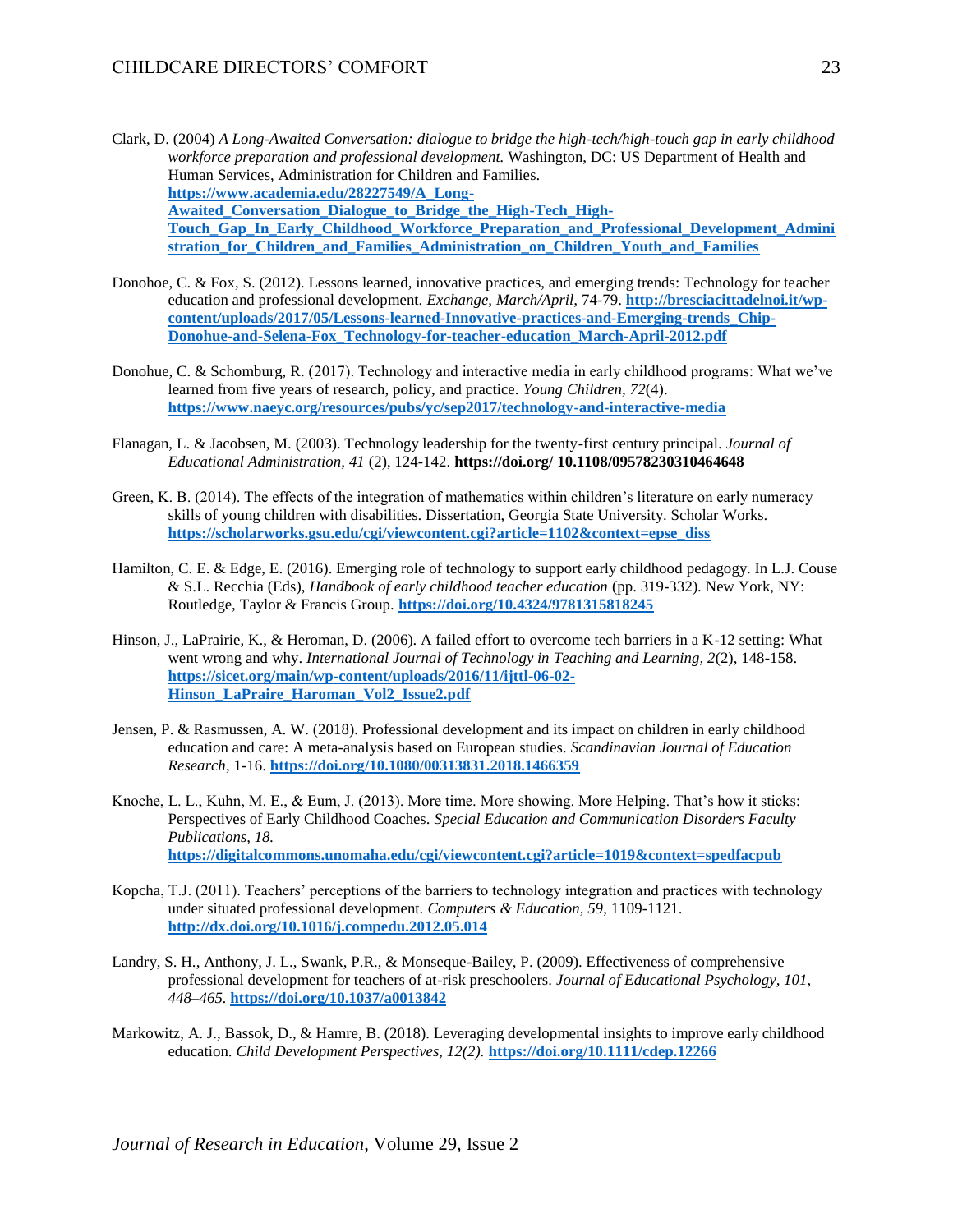Clark, D. (2004) *A Long-Awaited Conversation: dialogue to bridge the high-tech/high-touch gap in early childhood workforce preparation and professional development.* Washington, DC: US Department of Health and Human Services, Administration for Children and Families. **https://www.academia.edu/28227549/A_Long-Awaited_Conversation_Dialogue_to_Bridge_the_High-Tech_High-Touch_Gap_In_Early_Childhood_Workforce_Preparation_and_Professional_Development_Administration_for_Children_and_Families_Administration_on_Children_Youth_and_Families**

Donohoe, C. & Fox, S. (2012). Lessons learned, innovative practices, and emerging trends: Technology for teacher education and professional development. *Exchange, March/April,* 74-79. **http://bresciacittadelnoi.it/wp-content/uploads/2017/05/Lessons-learned-Innovative-practices-and-Emerging-trends_Chip-Donohue-and-Selena-Fox_Technology-for-teacher-education_March-April-2012.pdf**

Donohue, C. & Schomburg, R. (2017). Technology and interactive media in early childhood programs: What we've learned from five years of research, policy, and practice. *Young Children, 72*(4). **https://www.naeyc.org/resources/pubs/yc/sep2017/technology-and-interactive-media**

Flanagan, L. & Jacobsen, M. (2003). Technology leadership for the twenty-first century principal. *Journal of Educational Administration, 41* (2), 124-142. **https://doi.org/ 10.1108/09578230310464648**

Green, K. B. (2014). The effects of the integration of mathematics within children's literature on early numeracy skills of young children with disabilities. Dissertation, Georgia State University. Scholar Works. **https://scholarworks.gsu.edu/cgi/viewcontent.cgi?article=1102&context=epse_diss**

Hamilton, C. E. & Edge, E. (2016). Emerging role of technology to support early childhood pedagogy. In L.J. Couse & S.L. Recchia (Eds), *Handbook of early childhood teacher education* (pp. 319-332). New York, NY: Routledge, Taylor & Francis Group. **https://doi.org/10.4324/9781315818245**

Hinson, J., LaPrairie, K., & Heroman, D. (2006). A failed effort to overcome tech barriers in a K-12 setting: What went wrong and why. *International Journal of Technology in Teaching and Learning, 2*(2), 148-158. **https://sicet.org/main/wp-content/uploads/2016/11/ijttl-06-02-Hinson_LaPraire_Haroman_Vol2_Issue2.pdf**

Jensen, P. & Rasmussen, A. W. (2018). Professional development and its impact on children in early childhood education and care: A meta-analysis based on European studies. *Scandinavian Journal of Education Research*, 1-16. **https://doi.org/10.1080/00313831.2018.1466359**

Knoche, L. L., Kuhn, M. E., & Eum, J. (2013). More time. More showing. More Helping. That's how it sticks: Perspectives of Early Childhood Coaches. *Special Education and Communication Disorders Faculty Publications, 18.* **https://digitalcommons.unomaha.edu/cgi/viewcontent.cgi?article=1019&context=spedfacpub**

Kopcha, T.J. (2011). Teachers' perceptions of the barriers to technology integration and practices with technology under situated professional development. *Computers & Education, 59,* 1109-1121. **http://dx.doi.org/10.1016/j.compedu.2012.05.014**

Landry, S. H., Anthony, J. L., Swank, P.R., & Monseque-Bailey, P. (2009). Effectiveness of comprehensive professional development for teachers of at-risk preschoolers. *Journal of Educational Psychology, 101, 448–465.* **https://doi.org/10.1037/a0013842**

Markowitz, A. J., Bassok, D., & Hamre, B. (2018). Leveraging developmental insights to improve early childhood education. *Child Development Perspectives, 12(2).* **https://doi.org/10.1111/cdep.12266**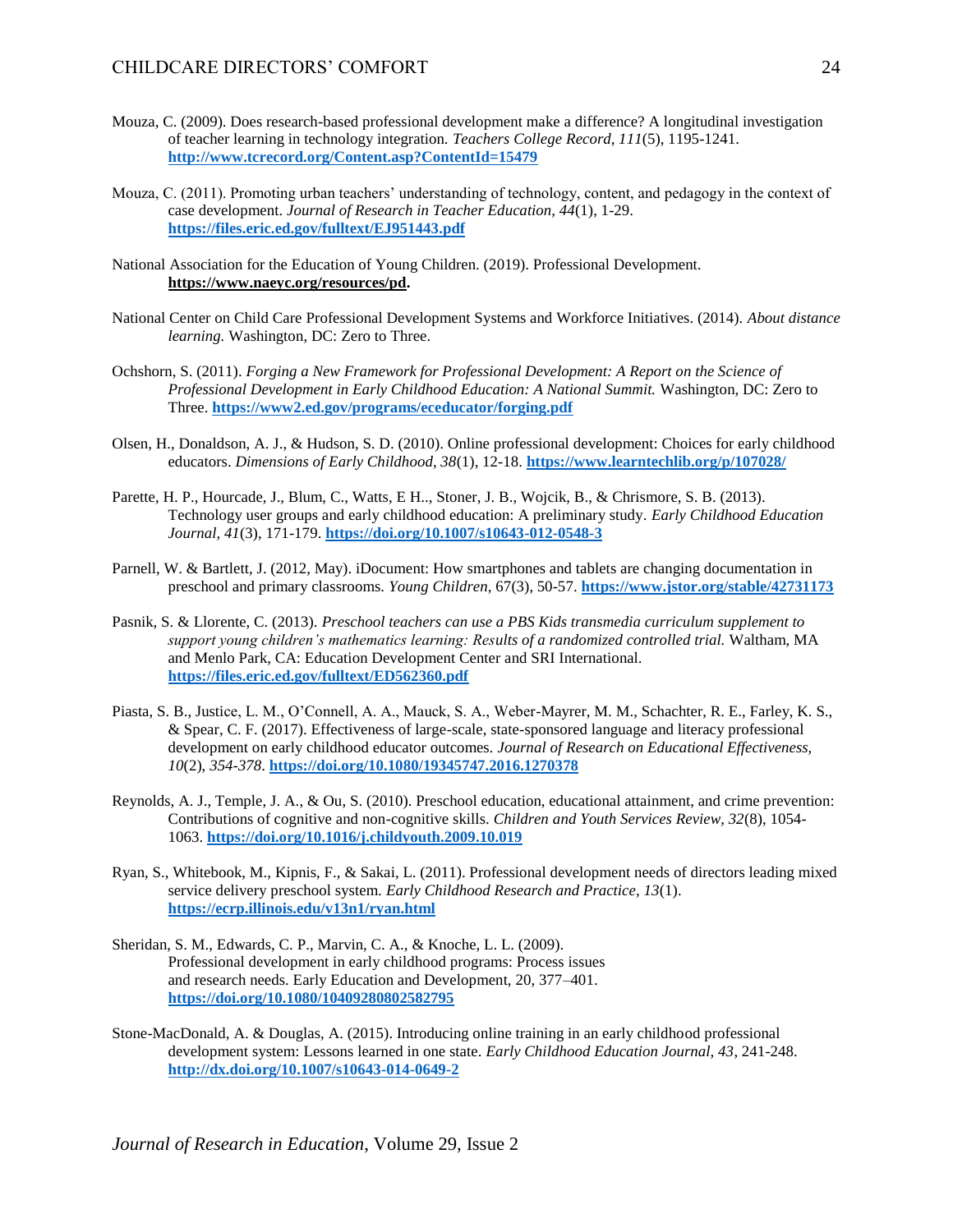Mouza, C. (2009). Does research-based professional development make a difference? A longitudinal investigation of teacher learning in technology integration. *Teachers College Record, 111*(5), 1195-1241. **http://www.tcrecord.org/Content.asp?ContentId=15479**

Mouza, C. (2011). Promoting urban teachers' understanding of technology, content, and pedagogy in the context of case development. *Journal of Research in Teacher Education, 44*(1), 1-29. **https://files.eric.ed.gov/fulltext/EJ951443.pdf**

National Association for the Education of Young Children. (2019). Professional Development. **https://www.naeyc.org/resources/pd.**

National Center on Child Care Professional Development Systems and Workforce Initiatives. (2014). *About distance learning.* Washington, DC: Zero to Three.

Ochshorn, S. (2011). *Forging a New Framework for Professional Development: A Report on the Science of Professional Development in Early Childhood Education: A National Summit.* Washington, DC: Zero to Three. **https://www2.ed.gov/programs/eceducator/forging.pdf**

Olsen, H., Donaldson, A. J., & Hudson, S. D. (2010). Online professional development: Choices for early childhood educators. *Dimensions of Early Childhood, 38*(1), 12-18. **https://www.learntechlib.org/p/107028/**

Parette, H. P., Hourcade, J., Blum, C., Watts, E H.., Stoner, J. B., Wojcik, B., & Chrismore, S. B. (2013). Technology user groups and early childhood education: A preliminary study. *Early Childhood Education Journal, 41*(3), 171-179. **https://doi.org/10.1007/s10643-012-0548-3**

Parnell, W. & Bartlett, J. (2012, May). iDocument: How smartphones and tablets are changing documentation in preschool and primary classrooms. *Young Children*, 67(3), 50-57. **https://www.jstor.org/stable/42731173**

Pasnik, S. & Llorente, C. (2013). *Preschool teachers can use a PBS Kids transmedia curriculum supplement to support young children's mathematics learning: Results of a randomized controlled trial.* Waltham, MA and Menlo Park, CA: Education Development Center and SRI International. **https://files.eric.ed.gov/fulltext/ED562360.pdf**

Piasta, S. B., Justice, L. M., O'Connell, A. A., Mauck, S. A., Weber-Mayrer, M. M., Schachter, R. E., Farley, K. S., & Spear, C. F. (2017). Effectiveness of large-scale, state-sponsored language and literacy professional development on early childhood educator outcomes. *Journal of Research on Educational Effectiveness, 10*(2), *354-378*. **https://doi.org/10.1080/19345747.2016.1270378**

Reynolds, A. J., Temple, J. A., & Ou, S. (2010). Preschool education, educational attainment, and crime prevention: Contributions of cognitive and non-cognitive skills. *Children and Youth Services Review, 32*(8), 1054-1063. **https://doi.org/10.1016/j.childyouth.2009.10.019**

Ryan, S., Whitebook, M., Kipnis, F., & Sakai, L. (2011). Professional development needs of directors leading mixed service delivery preschool system. *Early Childhood Research and Practice, 13*(1). **https://ecrp.illinois.edu/v13n1/ryan.html**

Sheridan, S. M., Edwards, C. P., Marvin, C. A., & Knoche, L. L. (2009). Professional development in early childhood programs: Process issues and research needs. Early Education and Development, 20, 377–401. **https://doi.org/10.1080/10409280802582795**

Stone-MacDonald, A. & Douglas, A. (2015). Introducing online training in an early childhood professional development system: Lessons learned in one state. *Early Childhood Education Journal, 43*, 241-248. **http://dx.doi.org/10.1007/s10643-014-0649-2**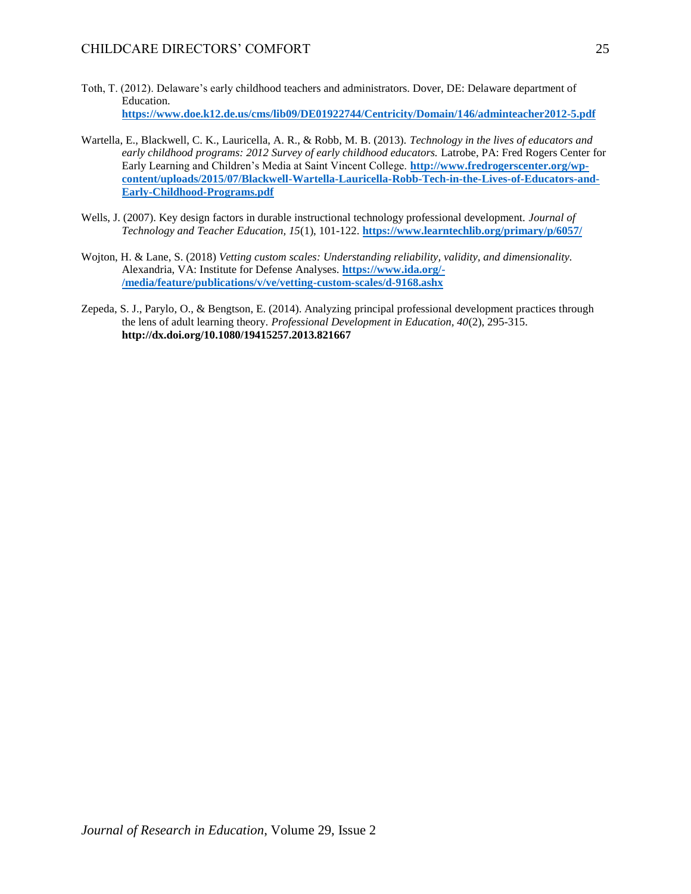Toth, T. (2012). Delaware's early childhood teachers and administrators. Dover, DE: Delaware department of Education. **https://www.doe.k12.de.us/cms/lib09/DE01922744/Centricity/Domain/146/adminteacher2012-5.pdf**

Wartella, E., Blackwell, C. K., Lauricella, A. R., & Robb, M. B. (2013). *Technology in the lives of educators and early childhood programs: 2012 Survey of early childhood educators.* Latrobe, PA: Fred Rogers Center for Early Learning and Children's Media at Saint Vincent College. **http://www.fredrogerscenter.org/wp-content/uploads/2015/07/Blackwell-Wartella-Lauricella-Robb-Tech-in-the-Lives-of-Educators-and-Early-Childhood-Programs.pdf**

Wells, J. (2007). Key design factors in durable instructional technology professional development. *Journal of Technology and Teacher Education, 15*(1), 101-122. **https://www.learntechlib.org/primary/p/6057/**

Wojton, H. & Lane, S. (2018) *Vetting custom scales: Understanding reliability, validity, and dimensionality.* Alexandria, VA: Institute for Defense Analyses. **https://www.ida.org/-/media/feature/publications/v/ve/vetting-custom-scales/d-9168.ashx**

Zepeda, S. J., Parylo, O., & Bengtson, E. (2014). Analyzing principal professional development practices through the lens of adult learning theory. *Professional Development in Education, 40*(2), 295-315. **http://dx.doi.org/10.1080/19415257.2013.821667**